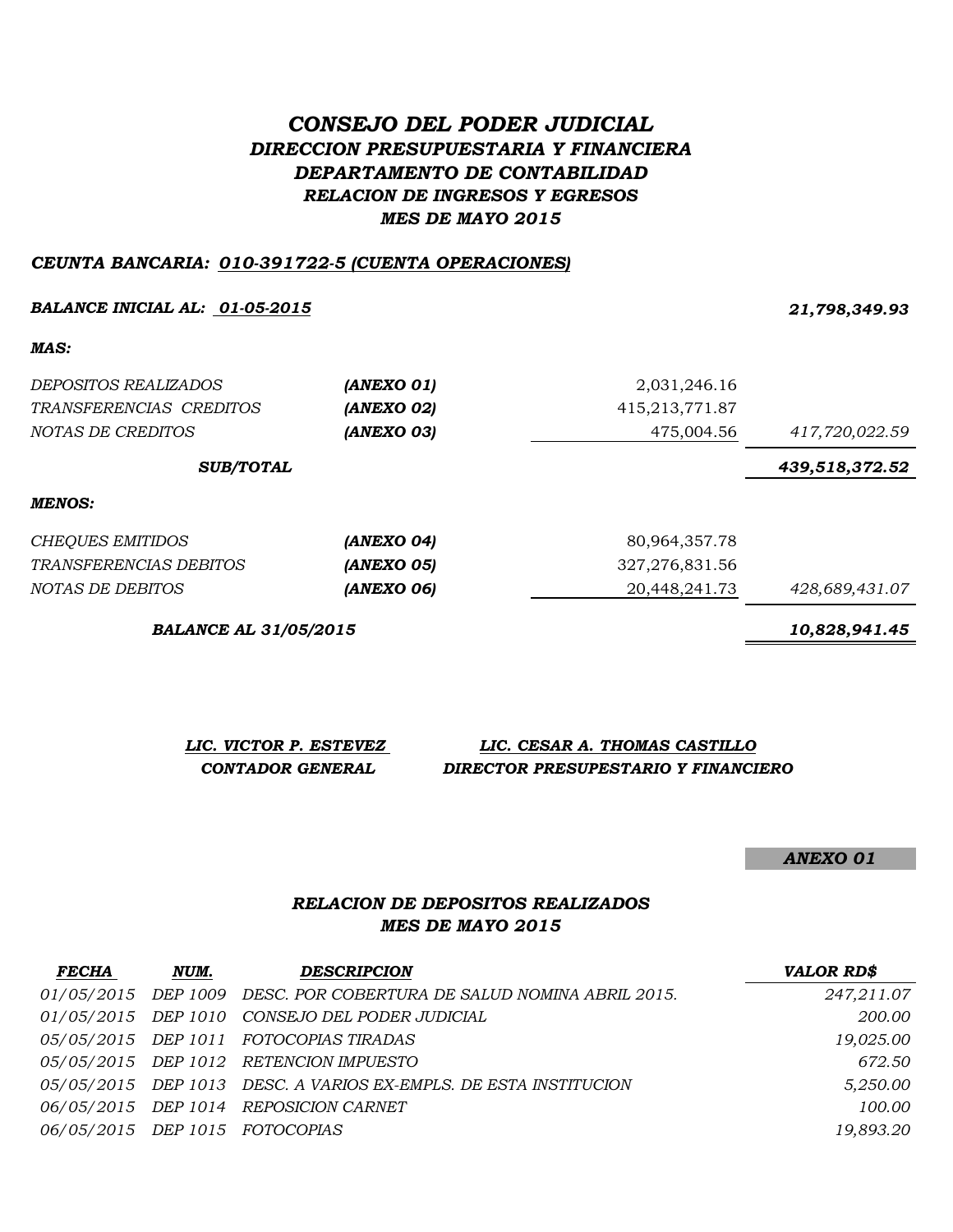# *CONSEJO DEL PODER JUDICIAL*
## *DIRECCION PRESUPUESTARIA Y FINANCIERA*
## *DEPARTAMENTO DE CONTABILIDAD*
### *RELACION DE INGRESOS Y EGRESOS*
### *MES DE MAYO 2015*

***CEUNTA BANCARIA: 010-391722-5 (CUENTA OPERACIONES)***

| | | | |
|---|---|---|---|
| ***BALANCE INICIAL AL: 01-05-2015*** | | | ***21,798,349.93*** |
| ***MAS:*** | | | |
| *DEPOSITOS REALIZADOS* | ***(ANEXO 01)*** | 2,031,246.16 | |
| *TRANSFERENCIAS CREDITOS* | ***(ANEXO 02)*** | 415,213,771.87 | |
| *NOTAS DE CREDITOS* | ***(ANEXO 03)*** | 475,004.56 | *417,720,022.59* |
| ***SUB/TOTAL*** | | | ***439,518,372.52*** |
| ***MENOS:*** | | | |
| *CHEQUES EMITIDOS* | ***(ANEXO 04)*** | 80,964,357.78 | |
| *TRANSFERENCIAS DEBITOS* | ***(ANEXO 05)*** | 327,276,831.56 | |
| *NOTAS DE DEBITOS* | ***(ANEXO 06)*** | 20,448,241.73 | *428,689,431.07* |
| ***BALANCE AL 31/05/2015*** | | | ***10,828,941.45*** |

| ***LIC. VICTOR P. ESTEVEZ*** | ***LIC. CESAR A. THOMAS CASTILLO*** |
|---|---|
| ***CONTADOR GENERAL*** | ***DIRECTOR PRESUPESTARIO Y FINANCIERO*** |

***ANEXO 01***

### *RELACION DE DEPOSITOS REALIZADOS*
### *MES DE MAYO 2015*

| ***FECHA*** | ***NUM.*** | ***DESCRIPCION*** | ***VALOR RD$*** |
|---|---|---|---|
| *01/05/2015* | *DEP 1009* | *DESC. POR COBERTURA DE SALUD NOMINA ABRIL 2015.* | *247,211.07* |
| *01/05/2015* | *DEP 1010* | *CONSEJO DEL PODER JUDICIAL* | *200.00* |
| *05/05/2015* | *DEP 1011* | *FOTOCOPIAS TIRADAS* | *19,025.00* |
| *05/05/2015* | *DEP 1012* | *RETENCION IMPUESTO* | *672.50* |
| *05/05/2015* | *DEP 1013* | *DESC. A VARIOS EX-EMPLS. DE ESTA INSTITUCION* | *5,250.00* |
| *06/05/2015* | *DEP 1014* | *REPOSICION CARNET* | *100.00* |
| *06/05/2015* | *DEP 1015* | *FOTOCOPIAS* | *19,893.20* |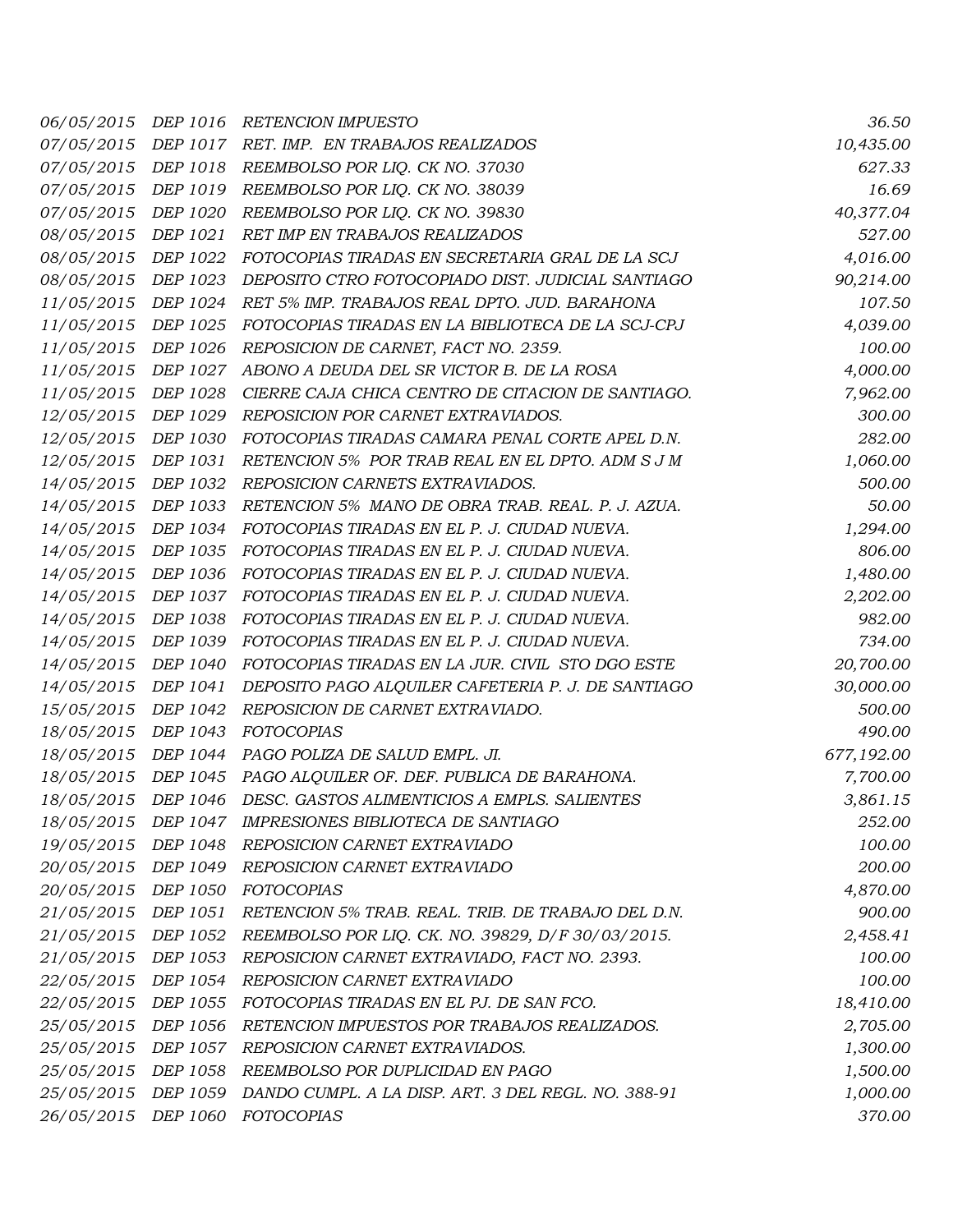| | | | |
|---|---|---|---|
| *06/05/2015* | *DEP 1016* | *RETENCION IMPUESTO* | *36.50* |
| *07/05/2015* | *DEP 1017* | *RET. IMP. EN TRABAJOS REALIZADOS* | *10,435.00* |
| *07/05/2015* | *DEP 1018* | *REEMBOLSO POR LIQ. CK NO. 37030* | *627.33* |
| *07/05/2015* | *DEP 1019* | *REEMBOLSO POR LIQ. CK NO. 38039* | *16.69* |
| *07/05/2015* | *DEP 1020* | *REEMBOLSO POR LIQ. CK NO. 39830* | *40,377.04* |
| *08/05/2015* | *DEP 1021* | *RET IMP EN TRABAJOS REALIZADOS* | *527.00* |
| *08/05/2015* | *DEP 1022* | *FOTOCOPIAS TIRADAS EN SECRETARIA GRAL DE LA SCJ* | *4,016.00* |
| *08/05/2015* | *DEP 1023* | *DEPOSITO CTRO FOTOCOPIADO DIST. JUDICIAL SANTIAGO* | *90,214.00* |
| *11/05/2015* | *DEP 1024* | *RET 5% IMP. TRABAJOS REAL DPTO. JUD. BARAHONA* | *107.50* |
| *11/05/2015* | *DEP 1025* | *FOTOCOPIAS TIRADAS EN LA BIBLIOTECA DE LA SCJ-CPJ* | *4,039.00* |
| *11/05/2015* | *DEP 1026* | *REPOSICION DE CARNET, FACT NO. 2359.* | *100.00* |
| *11/05/2015* | *DEP 1027* | *ABONO A DEUDA DEL SR VICTOR B. DE LA ROSA* | *4,000.00* |
| *11/05/2015* | *DEP 1028* | *CIERRE CAJA CHICA CENTRO DE CITACION DE SANTIAGO.* | *7,962.00* |
| *12/05/2015* | *DEP 1029* | *REPOSICION POR CARNET EXTRAVIADOS.* | *300.00* |
| *12/05/2015* | *DEP 1030* | *FOTOCOPIAS TIRADAS CAMARA PENAL CORTE APEL D.N.* | *282.00* |
| *12/05/2015* | *DEP 1031* | *RETENCION 5% POR TRAB REAL EN EL DPTO. ADM S J M* | *1,060.00* |
| *14/05/2015* | *DEP 1032* | *REPOSICION CARNETS EXTRAVIADOS.* | *500.00* |
| *14/05/2015* | *DEP 1033* | *RETENCION 5% MANO DE OBRA TRAB. REAL. P. J. AZUA.* | *50.00* |
| *14/05/2015* | *DEP 1034* | *FOTOCOPIAS TIRADAS EN EL P. J. CIUDAD NUEVA.* | *1,294.00* |
| *14/05/2015* | *DEP 1035* | *FOTOCOPIAS TIRADAS EN EL P. J. CIUDAD NUEVA.* | *806.00* |
| *14/05/2015* | *DEP 1036* | *FOTOCOPIAS TIRADAS EN EL P. J. CIUDAD NUEVA.* | *1,480.00* |
| *14/05/2015* | *DEP 1037* | *FOTOCOPIAS TIRADAS EN EL P. J. CIUDAD NUEVA.* | *2,202.00* |
| *14/05/2015* | *DEP 1038* | *FOTOCOPIAS TIRADAS EN EL P. J. CIUDAD NUEVA.* | *982.00* |
| *14/05/2015* | *DEP 1039* | *FOTOCOPIAS TIRADAS EN EL P. J. CIUDAD NUEVA.* | *734.00* |
| *14/05/2015* | *DEP 1040* | *FOTOCOPIAS TIRADAS EN LA JUR. CIVIL STO DGO ESTE* | *20,700.00* |
| *14/05/2015* | *DEP 1041* | *DEPOSITO PAGO ALQUILER CAFETERIA P. J. DE SANTIAGO* | *30,000.00* |
| *15/05/2015* | *DEP 1042* | *REPOSICION DE CARNET EXTRAVIADO.* | *500.00* |
| *18/05/2015* | *DEP 1043* | *FOTOCOPIAS* | *490.00* |
| *18/05/2015* | *DEP 1044* | *PAGO POLIZA DE SALUD EMPL. JI.* | *677,192.00* |
| *18/05/2015* | *DEP 1045* | *PAGO ALQUILER OF. DEF. PUBLICA DE BARAHONA.* | *7,700.00* |
| *18/05/2015* | *DEP 1046* | *DESC. GASTOS ALIMENTICIOS A EMPLS. SALIENTES* | *3,861.15* |
| *18/05/2015* | *DEP 1047* | *IMPRESIONES BIBLIOTECA DE SANTIAGO* | *252.00* |
| *19/05/2015* | *DEP 1048* | *REPOSICION CARNET EXTRAVIADO* | *100.00* |
| *20/05/2015* | *DEP 1049* | *REPOSICION CARNET EXTRAVIADO* | *200.00* |
| *20/05/2015* | *DEP 1050* | *FOTOCOPIAS* | *4,870.00* |
| *21/05/2015* | *DEP 1051* | *RETENCION 5% TRAB. REAL. TRIB. DE TRABAJO DEL D.N.* | *900.00* |
| *21/05/2015* | *DEP 1052* | *REEMBOLSO POR LIQ. CK. NO. 39829, D/F 30/03/2015.* | *2,458.41* |
| *21/05/2015* | *DEP 1053* | *REPOSICION CARNET EXTRAVIADO, FACT NO. 2393.* | *100.00* |
| *22/05/2015* | *DEP 1054* | *REPOSICION CARNET EXTRAVIADO* | *100.00* |
| *22/05/2015* | *DEP 1055* | *FOTOCOPIAS TIRADAS EN EL PJ. DE SAN FCO.* | *18,410.00* |
| *25/05/2015* | *DEP 1056* | *RETENCION IMPUESTOS POR TRABAJOS REALIZADOS.* | *2,705.00* |
| *25/05/2015* | *DEP 1057* | *REPOSICION CARNET EXTRAVIADOS.* | *1,300.00* |
| *25/05/2015* | *DEP 1058* | *REEMBOLSO POR DUPLICIDAD EN PAGO* | *1,500.00* |
| *25/05/2015* | *DEP 1059* | *DANDO CUMPL. A LA DISP. ART. 3 DEL REGL. NO. 388-91* | *1,000.00* |
| *26/05/2015* | *DEP 1060* | *FOTOCOPIAS* | *370.00* |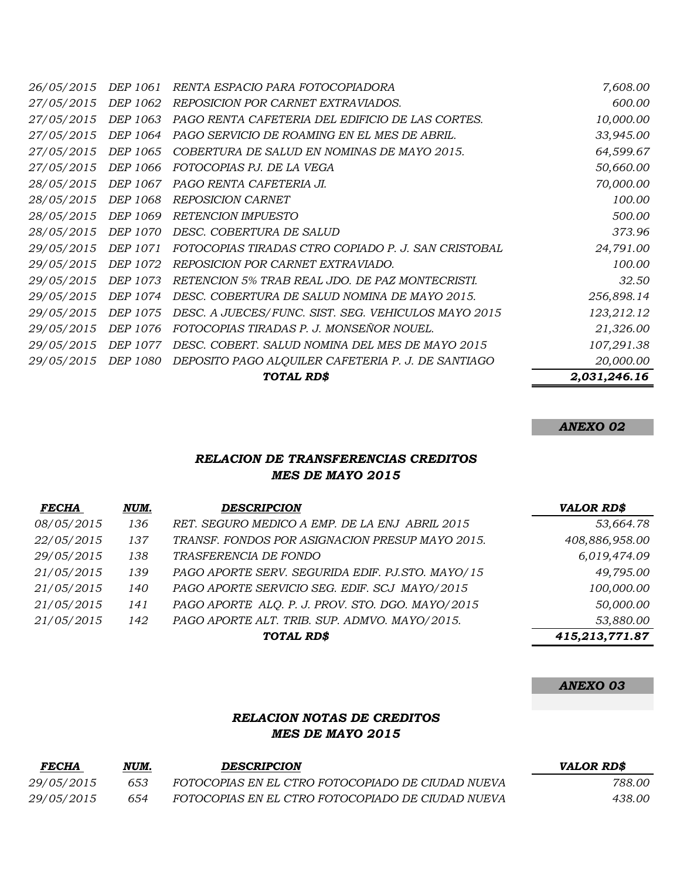| | | | |
|---|---|---|---|
| *26/05/2015* | *DEP 1061* | *RENTA ESPACIO PARA FOTOCOPIADORA* | *7,608.00* |
| *27/05/2015* | *DEP 1062* | *REPOSICION POR CARNET EXTRAVIADOS.* | *600.00* |
| *27/05/2015* | *DEP 1063* | *PAGO RENTA CAFETERIA DEL EDIFICIO DE LAS CORTES.* | *10,000.00* |
| *27/05/2015* | *DEP 1064* | *PAGO SERVICIO DE ROAMING EN EL MES DE ABRIL.* | *33,945.00* |
| *27/05/2015* | *DEP 1065* | *COBERTURA DE SALUD EN NOMINAS DE MAYO 2015.* | *64,599.67* |
| *27/05/2015* | *DEP 1066* | *FOTOCOPIAS PJ. DE LA VEGA* | *50,660.00* |
| *28/05/2015* | *DEP 1067* | *PAGO RENTA CAFETERIA JI.* | *70,000.00* |
| *28/05/2015* | *DEP 1068* | *REPOSICION CARNET* | *100.00* |
| *28/05/2015* | *DEP 1069* | *RETENCION IMPUESTO* | *500.00* |
| *28/05/2015* | *DEP 1070* | *DESC. COBERTURA DE SALUD* | *373.96* |
| *29/05/2015* | *DEP 1071* | *FOTOCOPIAS TIRADAS CTRO COPIADO P. J. SAN CRISTOBAL* | *24,791.00* |
| *29/05/2015* | *DEP 1072* | *REPOSICION POR CARNET EXTRAVIADO.* | *100.00* |
| *29/05/2015* | *DEP 1073* | *RETENCION 5% TRAB REAL JDO. DE PAZ MONTECRISTI.* | *32.50* |
| *29/05/2015* | *DEP 1074* | *DESC. COBERTURA DE SALUD NOMINA DE MAYO 2015.* | *256,898.14* |
| *29/05/2015* | *DEP 1075* | *DESC. A JUECES/FUNC. SIST. SEG. VEHICULOS MAYO 2015* | *123,212.12* |
| *29/05/2015* | *DEP 1076* | *FOTOCOPIAS TIRADAS P. J. MONSEÑOR NOUEL.* | *21,326.00* |
| *29/05/2015* | *DEP 1077* | *DESC. COBERT. SALUD NOMINA DEL MES DE MAYO 2015* | *107,291.38* |
| *29/05/2015* | *DEP 1080* | *DEPOSITO PAGO ALQUILER CAFETERIA P. J. DE SANTIAGO* | *20,000.00* |
| | | ***TOTAL RD$*** | ***2,031,246.16*** |

***ANEXO 02***

## *RELACION DE TRANSFERENCIAS CREDITOS*
## *MES DE MAYO 2015*

| *FECHA* | *NUM.* | *DESCRIPCION* | *VALOR RD$* |
|---|---|---|---|
| *08/05/2015* | *136* | *RET. SEGURO MEDICO A EMP. DE LA ENJ ABRIL 2015* | *53,664.78* |
| *22/05/2015* | *137* | *TRANSF. FONDOS POR ASIGNACION PRESUP MAYO 2015.* | *408,886,958.00* |
| *29/05/2015* | *138* | *TRASFERENCIA DE FONDO* | *6,019,474.09* |
| *21/05/2015* | *139* | *PAGO APORTE SERV. SEGURIDA EDIF. PJ.STO. MAYO/15* | *49,795.00* |
| *21/05/2015* | *140* | *PAGO APORTE SERVICIO SEG. EDIF. SCJ MAYO/2015* | *100,000.00* |
| *21/05/2015* | *141* | *PAGO APORTE ALQ. P. J. PROV. STO. DGO. MAYO/2015* | *50,000.00* |
| *21/05/2015* | *142* | *PAGO APORTE ALT. TRIB. SUP. ADMVO. MAYO/2015.* | *53,880.00* |
| | | ***TOTAL RD$*** | ***415,213,771.87*** |

***ANEXO 03***

## *RELACION NOTAS DE CREDITOS*
## *MES DE MAYO 2015*

| *FECHA* | *NUM.* | *DESCRIPCION* | *VALOR RD$* |
|---|---|---|---|
| *29/05/2015* | *653* | *FOTOCOPIAS EN EL CTRO FOTOCOPIADO DE CIUDAD NUEVA* | *788.00* |
| *29/05/2015* | *654* | *FOTOCOPIAS EN EL CTRO FOTOCOPIADO DE CIUDAD NUEVA* | *438.00* |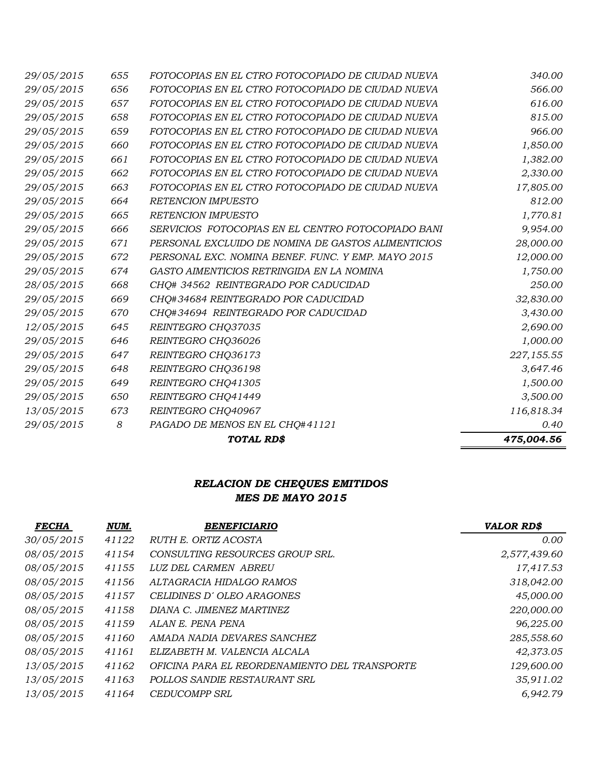| | | | |
|---|---|---|---|
| *29/05/2015* | *655* | *FOTOCOPIAS EN EL CTRO FOTOCOPIADO DE CIUDAD NUEVA* | *340.00* |
| *29/05/2015* | *656* | *FOTOCOPIAS EN EL CTRO FOTOCOPIADO DE CIUDAD NUEVA* | *566.00* |
| *29/05/2015* | *657* | *FOTOCOPIAS EN EL CTRO FOTOCOPIADO DE CIUDAD NUEVA* | *616.00* |
| *29/05/2015* | *658* | *FOTOCOPIAS EN EL CTRO FOTOCOPIADO DE CIUDAD NUEVA* | *815.00* |
| *29/05/2015* | *659* | *FOTOCOPIAS EN EL CTRO FOTOCOPIADO DE CIUDAD NUEVA* | *966.00* |
| *29/05/2015* | *660* | *FOTOCOPIAS EN EL CTRO FOTOCOPIADO DE CIUDAD NUEVA* | *1,850.00* |
| *29/05/2015* | *661* | *FOTOCOPIAS EN EL CTRO FOTOCOPIADO DE CIUDAD NUEVA* | *1,382.00* |
| *29/05/2015* | *662* | *FOTOCOPIAS EN EL CTRO FOTOCOPIADO DE CIUDAD NUEVA* | *2,330.00* |
| *29/05/2015* | *663* | *FOTOCOPIAS EN EL CTRO FOTOCOPIADO DE CIUDAD NUEVA* | *17,805.00* |
| *29/05/2015* | *664* | *RETENCION IMPUESTO* | *812.00* |
| *29/05/2015* | *665* | *RETENCION IMPUESTO* | *1,770.81* |
| *29/05/2015* | *666* | *SERVICIOS FOTOCOPIAS EN EL CENTRO FOTOCOPIADO BANI* | *9,954.00* |
| *29/05/2015* | *671* | *PERSONAL EXCLUIDO DE NOMINA DE GASTOS ALIMENTICIOS* | *28,000.00* |
| *29/05/2015* | *672* | *PERSONAL EXC. NOMINA BENEF. FUNC. Y EMP. MAYO 2015* | *12,000.00* |
| *29/05/2015* | *674* | *GASTO AIMENTICIOS RETRINGIDA EN LA NOMINA* | *1,750.00* |
| *28/05/2015* | *668* | *CHQ# 34562 REINTEGRADO POR CADUCIDAD* | *250.00* |
| *29/05/2015* | *669* | *CHQ#34684 REINTEGRADO POR CADUCIDAD* | *32,830.00* |
| *29/05/2015* | *670* | *CHQ#34694 REINTEGRADO POR CADUCIDAD* | *3,430.00* |
| *12/05/2015* | *645* | *REINTEGRO CHQ37035* | *2,690.00* |
| *29/05/2015* | *646* | *REINTEGRO CHQ36026* | *1,000.00* |
| *29/05/2015* | *647* | *REINTEGRO CHQ36173* | *227,155.55* |
| *29/05/2015* | *648* | *REINTEGRO CHQ36198* | *3,647.46* |
| *29/05/2015* | *649* | *REINTEGRO CHQ41305* | *1,500.00* |
| *29/05/2015* | *650* | *REINTEGRO CHQ41449* | *3,500.00* |
| *13/05/2015* | *673* | *REINTEGRO CHQ40967* | *116,818.34* |
| *29/05/2015* | *8* | *PAGADO DE MENOS EN EL CHQ#41121* | *0.40* |
| | | ***TOTAL RD$*** | ***475,004.56*** |

### ***RELACION DE CHEQUES EMITIDOS***
### ***MES DE MAYO 2015***

| ***FECHA*** | ***NUM.*** | ***BENEFICIARIO*** | ***VALOR RD$*** |
|---|---|---|---|
| *30/05/2015* | *41122* | *RUTH E. ORTIZ ACOSTA* | *0.00* |
| *08/05/2015* | *41154* | *CONSULTING RESOURCES GROUP SRL.* | *2,577,439.60* |
| *08/05/2015* | *41155* | *LUZ DEL CARMEN ABREU* | *17,417.53* |
| *08/05/2015* | *41156* | *ALTAGRACIA HIDALGO RAMOS* | *318,042.00* |
| *08/05/2015* | *41157* | *CELIDINES D´ OLEO ARAGONES* | *45,000.00* |
| *08/05/2015* | *41158* | *DIANA C. JIMENEZ MARTINEZ* | *220,000.00* |
| *08/05/2015* | *41159* | *ALAN E. PENA PENA* | *96,225.00* |
| *08/05/2015* | *41160* | *AMADA NADIA DEVARES SANCHEZ* | *285,558.60* |
| *08/05/2015* | *41161* | *ELIZABETH M. VALENCIA ALCALA* | *42,373.05* |
| *13/05/2015* | *41162* | *OFICINA PARA EL REORDENAMIENTO DEL TRANSPORTE* | *129,600.00* |
| *13/05/2015* | *41163* | *POLLOS SANDIE RESTAURANT SRL* | *35,911.02* |
| *13/05/2015* | *41164* | *CEDUCOMPP SRL* | *6,942.79* |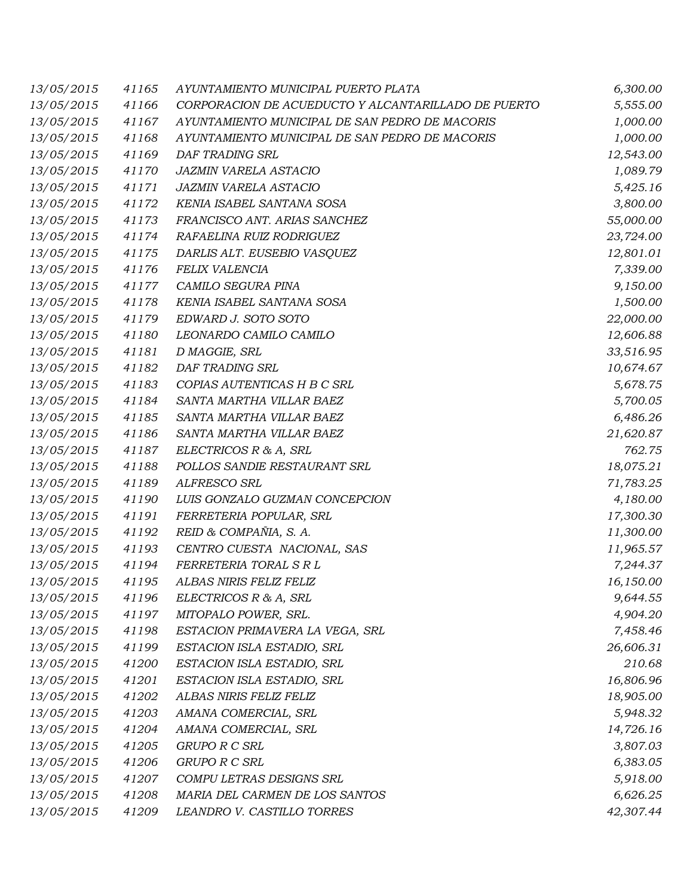| | | | |
|---|---|---|---|
| 13/05/2015 | 41165 | AYUNTAMIENTO MUNICIPAL PUERTO PLATA | 6,300.00 |
| 13/05/2015 | 41166 | CORPORACION DE ACUEDUCTO Y ALCANTARILLADO DE PUERTO | 5,555.00 |
| 13/05/2015 | 41167 | AYUNTAMIENTO MUNICIPAL DE SAN PEDRO DE MACORIS | 1,000.00 |
| 13/05/2015 | 41168 | AYUNTAMIENTO MUNICIPAL DE SAN PEDRO DE MACORIS | 1,000.00 |
| 13/05/2015 | 41169 | DAF TRADING SRL | 12,543.00 |
| 13/05/2015 | 41170 | JAZMIN VARELA ASTACIO | 1,089.79 |
| 13/05/2015 | 41171 | JAZMIN VARELA ASTACIO | 5,425.16 |
| 13/05/2015 | 41172 | KENIA ISABEL SANTANA SOSA | 3,800.00 |
| 13/05/2015 | 41173 | FRANCISCO ANT. ARIAS SANCHEZ | 55,000.00 |
| 13/05/2015 | 41174 | RAFAELINA RUIZ RODRIGUEZ | 23,724.00 |
| 13/05/2015 | 41175 | DARLIS ALT. EUSEBIO VASQUEZ | 12,801.01 |
| 13/05/2015 | 41176 | FELIX VALENCIA | 7,339.00 |
| 13/05/2015 | 41177 | CAMILO SEGURA PINA | 9,150.00 |
| 13/05/2015 | 41178 | KENIA ISABEL SANTANA SOSA | 1,500.00 |
| 13/05/2015 | 41179 | EDWARD J. SOTO SOTO | 22,000.00 |
| 13/05/2015 | 41180 | LEONARDO CAMILO CAMILO | 12,606.88 |
| 13/05/2015 | 41181 | D MAGGIE, SRL | 33,516.95 |
| 13/05/2015 | 41182 | DAF TRADING SRL | 10,674.67 |
| 13/05/2015 | 41183 | COPIAS AUTENTICAS H B C SRL | 5,678.75 |
| 13/05/2015 | 41184 | SANTA MARTHA VILLAR BAEZ | 5,700.05 |
| 13/05/2015 | 41185 | SANTA MARTHA VILLAR BAEZ | 6,486.26 |
| 13/05/2015 | 41186 | SANTA MARTHA VILLAR BAEZ | 21,620.87 |
| 13/05/2015 | 41187 | ELECTRICOS R & A, SRL | 762.75 |
| 13/05/2015 | 41188 | POLLOS SANDIE RESTAURANT SRL | 18,075.21 |
| 13/05/2015 | 41189 | ALFRESCO SRL | 71,783.25 |
| 13/05/2015 | 41190 | LUIS GONZALO GUZMAN CONCEPCION | 4,180.00 |
| 13/05/2015 | 41191 | FERRETERIA POPULAR, SRL | 17,300.30 |
| 13/05/2015 | 41192 | REID & COMPAÑIA, S. A. | 11,300.00 |
| 13/05/2015 | 41193 | CENTRO CUESTA NACIONAL, SAS | 11,965.57 |
| 13/05/2015 | 41194 | FERRETERIA TORAL S R L | 7,244.37 |
| 13/05/2015 | 41195 | ALBAS NIRIS FELIZ FELIZ | 16,150.00 |
| 13/05/2015 | 41196 | ELECTRICOS R & A, SRL | 9,644.55 |
| 13/05/2015 | 41197 | MITOPALO POWER, SRL. | 4,904.20 |
| 13/05/2015 | 41198 | ESTACION PRIMAVERA LA VEGA, SRL | 7,458.46 |
| 13/05/2015 | 41199 | ESTACION ISLA ESTADIO, SRL | 26,606.31 |
| 13/05/2015 | 41200 | ESTACION ISLA ESTADIO, SRL | 210.68 |
| 13/05/2015 | 41201 | ESTACION ISLA ESTADIO, SRL | 16,806.96 |
| 13/05/2015 | 41202 | ALBAS NIRIS FELIZ FELIZ | 18,905.00 |
| 13/05/2015 | 41203 | AMANA COMERCIAL, SRL | 5,948.32 |
| 13/05/2015 | 41204 | AMANA COMERCIAL, SRL | 14,726.16 |
| 13/05/2015 | 41205 | GRUPO R C SRL | 3,807.03 |
| 13/05/2015 | 41206 | GRUPO R C SRL | 6,383.05 |
| 13/05/2015 | 41207 | COMPU LETRAS DESIGNS SRL | 5,918.00 |
| 13/05/2015 | 41208 | MARIA DEL CARMEN DE LOS SANTOS | 6,626.25 |
| 13/05/2015 | 41209 | LEANDRO V. CASTILLO TORRES | 42,307.44 |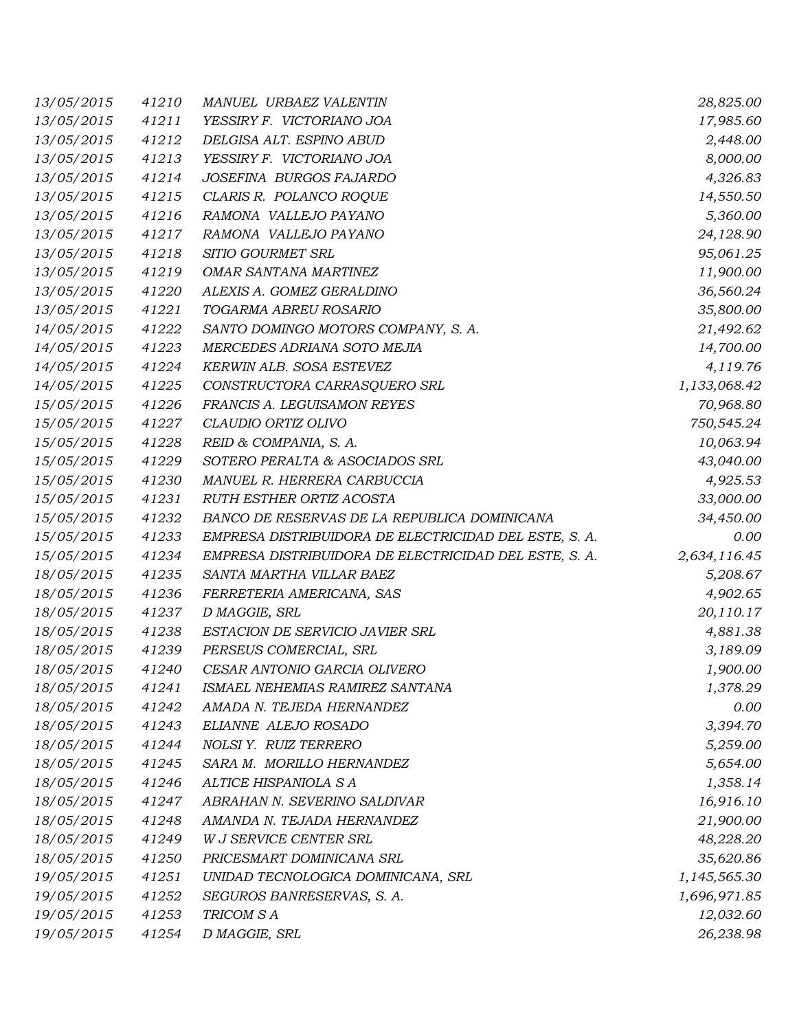| | | | |
|---|---|---|---|
| 13/05/2015 | 41210 | MANUEL  URBAEZ VALENTIN | 28,825.00 |
| 13/05/2015 | 41211 | YESSIRY F.  VICTORIANO JOA | 17,985.60 |
| 13/05/2015 | 41212 | DELGISA ALT. ESPINO ABUD | 2,448.00 |
| 13/05/2015 | 41213 | YESSIRY F.  VICTORIANO JOA | 8,000.00 |
| 13/05/2015 | 41214 | JOSEFINA  BURGOS FAJARDO | 4,326.83 |
| 13/05/2015 | 41215 | CLARIS R.  POLANCO ROQUE | 14,550.50 |
| 13/05/2015 | 41216 | RAMONA  VALLEJO PAYANO | 5,360.00 |
| 13/05/2015 | 41217 | RAMONA  VALLEJO PAYANO | 24,128.90 |
| 13/05/2015 | 41218 | SITIO GOURMET SRL | 95,061.25 |
| 13/05/2015 | 41219 | OMAR SANTANA MARTINEZ | 11,900.00 |
| 13/05/2015 | 41220 | ALEXIS A. GOMEZ GERALDINO | 36,560.24 |
| 13/05/2015 | 41221 | TOGARMA ABREU ROSARIO | 35,800.00 |
| 14/05/2015 | 41222 | SANTO DOMINGO MOTORS COMPANY, S. A. | 21,492.62 |
| 14/05/2015 | 41223 | MERCEDES ADRIANA SOTO MEJIA | 14,700.00 |
| 14/05/2015 | 41224 | KERWIN ALB. SOSA ESTEVEZ | 4,119.76 |
| 14/05/2015 | 41225 | CONSTRUCTORA CARRASQUERO SRL | 1,133,068.42 |
| 15/05/2015 | 41226 | FRANCIS A. LEGUISAMON REYES | 70,968.80 |
| 15/05/2015 | 41227 | CLAUDIO ORTIZ OLIVO | 750,545.24 |
| 15/05/2015 | 41228 | REID & COMPANIA, S. A. | 10,063.94 |
| 15/05/2015 | 41229 | SOTERO PERALTA & ASOCIADOS SRL | 43,040.00 |
| 15/05/2015 | 41230 | MANUEL R. HERRERA CARBUCCIA | 4,925.53 |
| 15/05/2015 | 41231 | RUTH ESTHER ORTIZ ACOSTA | 33,000.00 |
| 15/05/2015 | 41232 | BANCO DE RESERVAS DE LA REPUBLICA DOMINICANA | 34,450.00 |
| 15/05/2015 | 41233 | EMPRESA DISTRIBUIDORA DE ELECTRICIDAD DEL ESTE, S. A. | 0.00 |
| 15/05/2015 | 41234 | EMPRESA DISTRIBUIDORA DE ELECTRICIDAD DEL ESTE, S. A. | 2,634,116.45 |
| 18/05/2015 | 41235 | SANTA MARTHA VILLAR BAEZ | 5,208.67 |
| 18/05/2015 | 41236 | FERRETERIA AMERICANA, SAS | 4,902.65 |
| 18/05/2015 | 41237 | D MAGGIE, SRL | 20,110.17 |
| 18/05/2015 | 41238 | ESTACION DE SERVICIO JAVIER SRL | 4,881.38 |
| 18/05/2015 | 41239 | PERSEUS COMERCIAL, SRL | 3,189.09 |
| 18/05/2015 | 41240 | CESAR ANTONIO GARCIA OLIVERO | 1,900.00 |
| 18/05/2015 | 41241 | ISMAEL NEHEMIAS RAMIREZ SANTANA | 1,378.29 |
| 18/05/2015 | 41242 | AMADA N. TEJEDA HERNANDEZ | 0.00 |
| 18/05/2015 | 41243 | ELIANNE  ALEJO ROSADO | 3,394.70 |
| 18/05/2015 | 41244 | NOLSI Y.  RUIZ TERRERO | 5,259.00 |
| 18/05/2015 | 41245 | SARA M.  MORILLO HERNANDEZ | 5,654.00 |
| 18/05/2015 | 41246 | ALTICE HISPANIOLA S A | 1,358.14 |
| 18/05/2015 | 41247 | ABRAHAN N. SEVERINO SALDIVAR | 16,916.10 |
| 18/05/2015 | 41248 | AMANDA N. TEJADA HERNANDEZ | 21,900.00 |
| 18/05/2015 | 41249 | W J SERVICE CENTER SRL | 48,228.20 |
| 18/05/2015 | 41250 | PRICESMART DOMINICANA SRL | 35,620.86 |
| 19/05/2015 | 41251 | UNIDAD TECNOLOGICA DOMINICANA, SRL | 1,145,565.30 |
| 19/05/2015 | 41252 | SEGUROS BANRESERVAS, S. A. | 1,696,971.85 |
| 19/05/2015 | 41253 | TRICOM S A | 12,032.60 |
| 19/05/2015 | 41254 | D MAGGIE, SRL | 26,238.98 |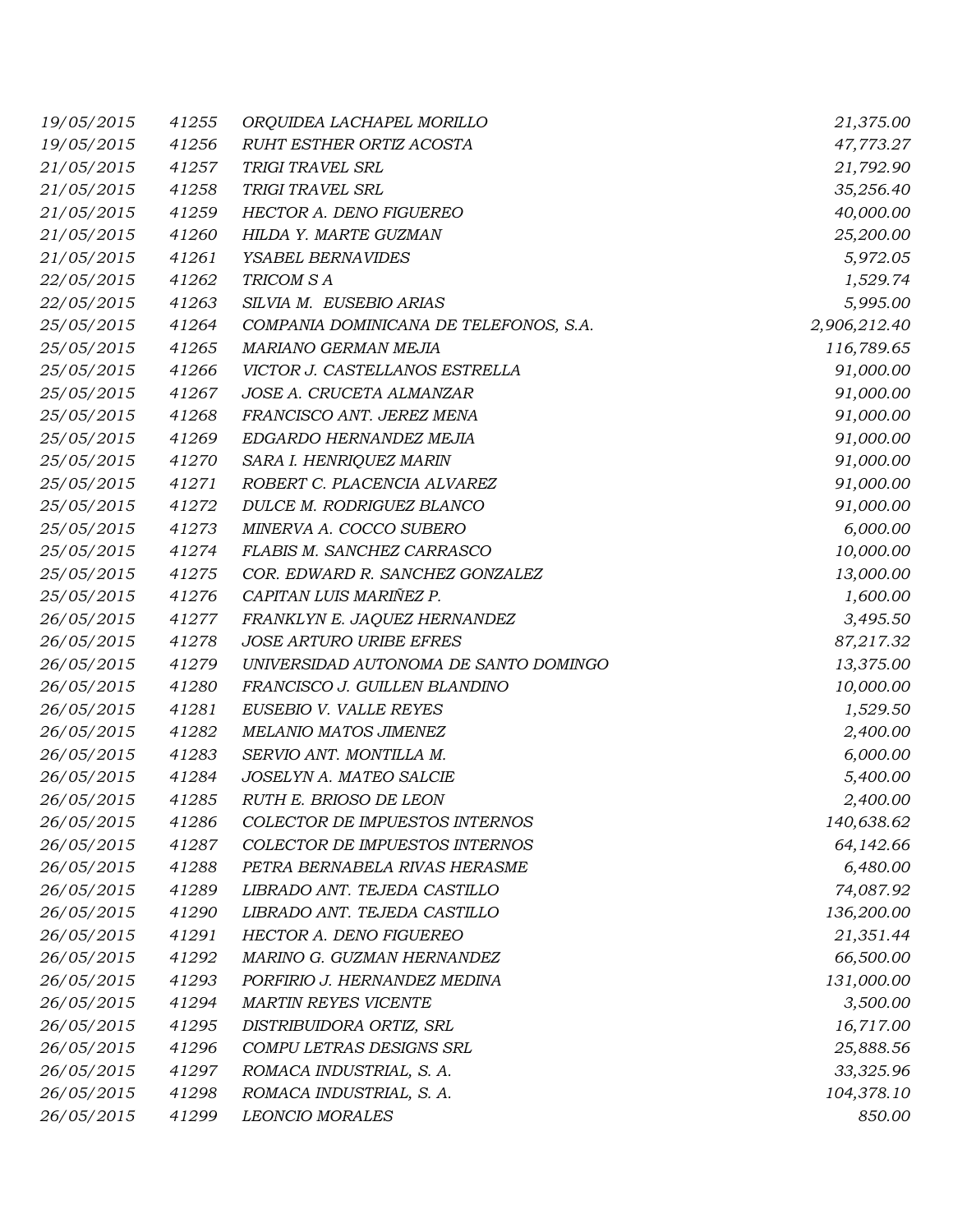| | | | |
|---|---|---|---|
| 19/05/2015 | 41255 | ORQUIDEA LACHAPEL MORILLO | 21,375.00 |
| 19/05/2015 | 41256 | RUHT ESTHER ORTIZ ACOSTA | 47,773.27 |
| 21/05/2015 | 41257 | TRIGI TRAVEL SRL | 21,792.90 |
| 21/05/2015 | 41258 | TRIGI TRAVEL SRL | 35,256.40 |
| 21/05/2015 | 41259 | HECTOR A. DENO FIGUEREO | 40,000.00 |
| 21/05/2015 | 41260 | HILDA Y. MARTE GUZMAN | 25,200.00 |
| 21/05/2015 | 41261 | YSABEL BERNAVIDES | 5,972.05 |
| 22/05/2015 | 41262 | TRICOM S A | 1,529.74 |
| 22/05/2015 | 41263 | SILVIA M. EUSEBIO ARIAS | 5,995.00 |
| 25/05/2015 | 41264 | COMPANIA DOMINICANA DE TELEFONOS, S.A. | 2,906,212.40 |
| 25/05/2015 | 41265 | MARIANO GERMAN MEJIA | 116,789.65 |
| 25/05/2015 | 41266 | VICTOR J. CASTELLANOS ESTRELLA | 91,000.00 |
| 25/05/2015 | 41267 | JOSE A. CRUCETA ALMANZAR | 91,000.00 |
| 25/05/2015 | 41268 | FRANCISCO ANT. JEREZ MENA | 91,000.00 |
| 25/05/2015 | 41269 | EDGARDO HERNANDEZ MEJIA | 91,000.00 |
| 25/05/2015 | 41270 | SARA I. HENRIQUEZ MARIN | 91,000.00 |
| 25/05/2015 | 41271 | ROBERT C. PLACENCIA ALVAREZ | 91,000.00 |
| 25/05/2015 | 41272 | DULCE M. RODRIGUEZ BLANCO | 91,000.00 |
| 25/05/2015 | 41273 | MINERVA A. COCCO SUBERO | 6,000.00 |
| 25/05/2015 | 41274 | FLABIS M. SANCHEZ CARRASCO | 10,000.00 |
| 25/05/2015 | 41275 | COR. EDWARD R. SANCHEZ GONZALEZ | 13,000.00 |
| 25/05/2015 | 41276 | CAPITAN LUIS MARIÑEZ P. | 1,600.00 |
| 26/05/2015 | 41277 | FRANKLYN E. JAQUEZ HERNANDEZ | 3,495.50 |
| 26/05/2015 | 41278 | JOSE ARTURO URIBE EFRES | 87,217.32 |
| 26/05/2015 | 41279 | UNIVERSIDAD AUTONOMA DE SANTO DOMINGO | 13,375.00 |
| 26/05/2015 | 41280 | FRANCISCO J. GUILLEN BLANDINO | 10,000.00 |
| 26/05/2015 | 41281 | EUSEBIO V. VALLE REYES | 1,529.50 |
| 26/05/2015 | 41282 | MELANIO MATOS JIMENEZ | 2,400.00 |
| 26/05/2015 | 41283 | SERVIO ANT. MONTILLA M. | 6,000.00 |
| 26/05/2015 | 41284 | JOSELYN A. MATEO SALCIE | 5,400.00 |
| 26/05/2015 | 41285 | RUTH E. BRIOSO DE LEON | 2,400.00 |
| 26/05/2015 | 41286 | COLECTOR DE IMPUESTOS INTERNOS | 140,638.62 |
| 26/05/2015 | 41287 | COLECTOR DE IMPUESTOS INTERNOS | 64,142.66 |
| 26/05/2015 | 41288 | PETRA BERNABELA RIVAS HERASME | 6,480.00 |
| 26/05/2015 | 41289 | LIBRADO ANT. TEJEDA CASTILLO | 74,087.92 |
| 26/05/2015 | 41290 | LIBRADO ANT. TEJEDA CASTILLO | 136,200.00 |
| 26/05/2015 | 41291 | HECTOR A. DENO FIGUEREO | 21,351.44 |
| 26/05/2015 | 41292 | MARINO G. GUZMAN HERNANDEZ | 66,500.00 |
| 26/05/2015 | 41293 | PORFIRIO J. HERNANDEZ MEDINA | 131,000.00 |
| 26/05/2015 | 41294 | MARTIN REYES VICENTE | 3,500.00 |
| 26/05/2015 | 41295 | DISTRIBUIDORA ORTIZ, SRL | 16,717.00 |
| 26/05/2015 | 41296 | COMPU LETRAS DESIGNS SRL | 25,888.56 |
| 26/05/2015 | 41297 | ROMACA INDUSTRIAL, S. A. | 33,325.96 |
| 26/05/2015 | 41298 | ROMACA INDUSTRIAL, S. A. | 104,378.10 |
| 26/05/2015 | 41299 | LEONCIO MORALES | 850.00 |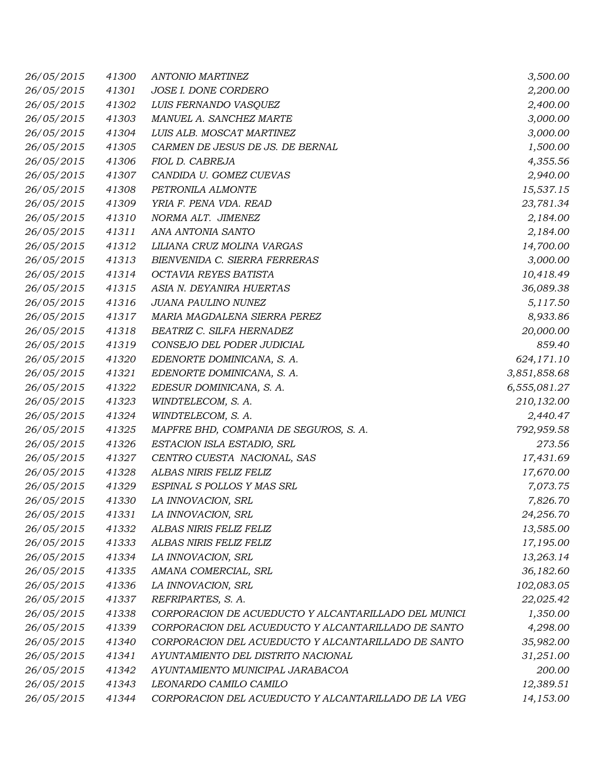| | | | |
|---|---|---|---|
| 26/05/2015 | 41300 | ANTONIO MARTINEZ | 3,500.00 |
| 26/05/2015 | 41301 | JOSE I. DONE CORDERO | 2,200.00 |
| 26/05/2015 | 41302 | LUIS FERNANDO VASQUEZ | 2,400.00 |
| 26/05/2015 | 41303 | MANUEL A. SANCHEZ MARTE | 3,000.00 |
| 26/05/2015 | 41304 | LUIS ALB. MOSCAT MARTINEZ | 3,000.00 |
| 26/05/2015 | 41305 | CARMEN DE JESUS DE JS. DE BERNAL | 1,500.00 |
| 26/05/2015 | 41306 | FIOL D. CABREJA | 4,355.56 |
| 26/05/2015 | 41307 | CANDIDA U. GOMEZ CUEVAS | 2,940.00 |
| 26/05/2015 | 41308 | PETRONILA ALMONTE | 15,537.15 |
| 26/05/2015 | 41309 | YRIA F. PENA VDA. READ | 23,781.34 |
| 26/05/2015 | 41310 | NORMA ALT. JIMENEZ | 2,184.00 |
| 26/05/2015 | 41311 | ANA ANTONIA SANTO | 2,184.00 |
| 26/05/2015 | 41312 | LILIANA CRUZ MOLINA VARGAS | 14,700.00 |
| 26/05/2015 | 41313 | BIENVENIDA C. SIERRA FERRERAS | 3,000.00 |
| 26/05/2015 | 41314 | OCTAVIA REYES BATISTA | 10,418.49 |
| 26/05/2015 | 41315 | ASIA N. DEYANIRA HUERTAS | 36,089.38 |
| 26/05/2015 | 41316 | JUANA PAULINO NUNEZ | 5,117.50 |
| 26/05/2015 | 41317 | MARIA MAGDALENA SIERRA PEREZ | 8,933.86 |
| 26/05/2015 | 41318 | BEATRIZ C. SILFA HERNADEZ | 20,000.00 |
| 26/05/2015 | 41319 | CONSEJO DEL PODER JUDICIAL | 859.40 |
| 26/05/2015 | 41320 | EDENORTE DOMINICANA, S. A. | 624,171.10 |
| 26/05/2015 | 41321 | EDENORTE DOMINICANA, S. A. | 3,851,858.68 |
| 26/05/2015 | 41322 | EDESUR DOMINICANA, S. A. | 6,555,081.27 |
| 26/05/2015 | 41323 | WINDTELECOM, S. A. | 210,132.00 |
| 26/05/2015 | 41324 | WINDTELECOM, S. A. | 2,440.47 |
| 26/05/2015 | 41325 | MAPFRE BHD, COMPANIA DE SEGUROS, S. A. | 792,959.58 |
| 26/05/2015 | 41326 | ESTACION ISLA ESTADIO, SRL | 273.56 |
| 26/05/2015 | 41327 | CENTRO CUESTA NACIONAL, SAS | 17,431.69 |
| 26/05/2015 | 41328 | ALBAS NIRIS FELIZ FELIZ | 17,670.00 |
| 26/05/2015 | 41329 | ESPINAL S POLLOS Y MAS SRL | 7,073.75 |
| 26/05/2015 | 41330 | LA INNOVACION, SRL | 7,826.70 |
| 26/05/2015 | 41331 | LA INNOVACION, SRL | 24,256.70 |
| 26/05/2015 | 41332 | ALBAS NIRIS FELIZ FELIZ | 13,585.00 |
| 26/05/2015 | 41333 | ALBAS NIRIS FELIZ FELIZ | 17,195.00 |
| 26/05/2015 | 41334 | LA INNOVACION, SRL | 13,263.14 |
| 26/05/2015 | 41335 | AMANA COMERCIAL, SRL | 36,182.60 |
| 26/05/2015 | 41336 | LA INNOVACION, SRL | 102,083.05 |
| 26/05/2015 | 41337 | REFRIPARTES, S. A. | 22,025.42 |
| 26/05/2015 | 41338 | CORPORACION DE ACUEDUCTO Y ALCANTARILLADO DEL MUNICI | 1,350.00 |
| 26/05/2015 | 41339 | CORPORACION DEL ACUEDUCTO Y ALCANTARILLADO DE SANTO | 4,298.00 |
| 26/05/2015 | 41340 | CORPORACION DEL ACUEDUCTO Y ALCANTARILLADO DE SANTO | 35,982.00 |
| 26/05/2015 | 41341 | AYUNTAMIENTO DEL DISTRITO NACIONAL | 31,251.00 |
| 26/05/2015 | 41342 | AYUNTAMIENTO MUNICIPAL JARABACOA | 200.00 |
| 26/05/2015 | 41343 | LEONARDO CAMILO CAMILO | 12,389.51 |
| 26/05/2015 | 41344 | CORPORACION DEL ACUEDUCTO Y ALCANTARILLADO DE LA VEG | 14,153.00 |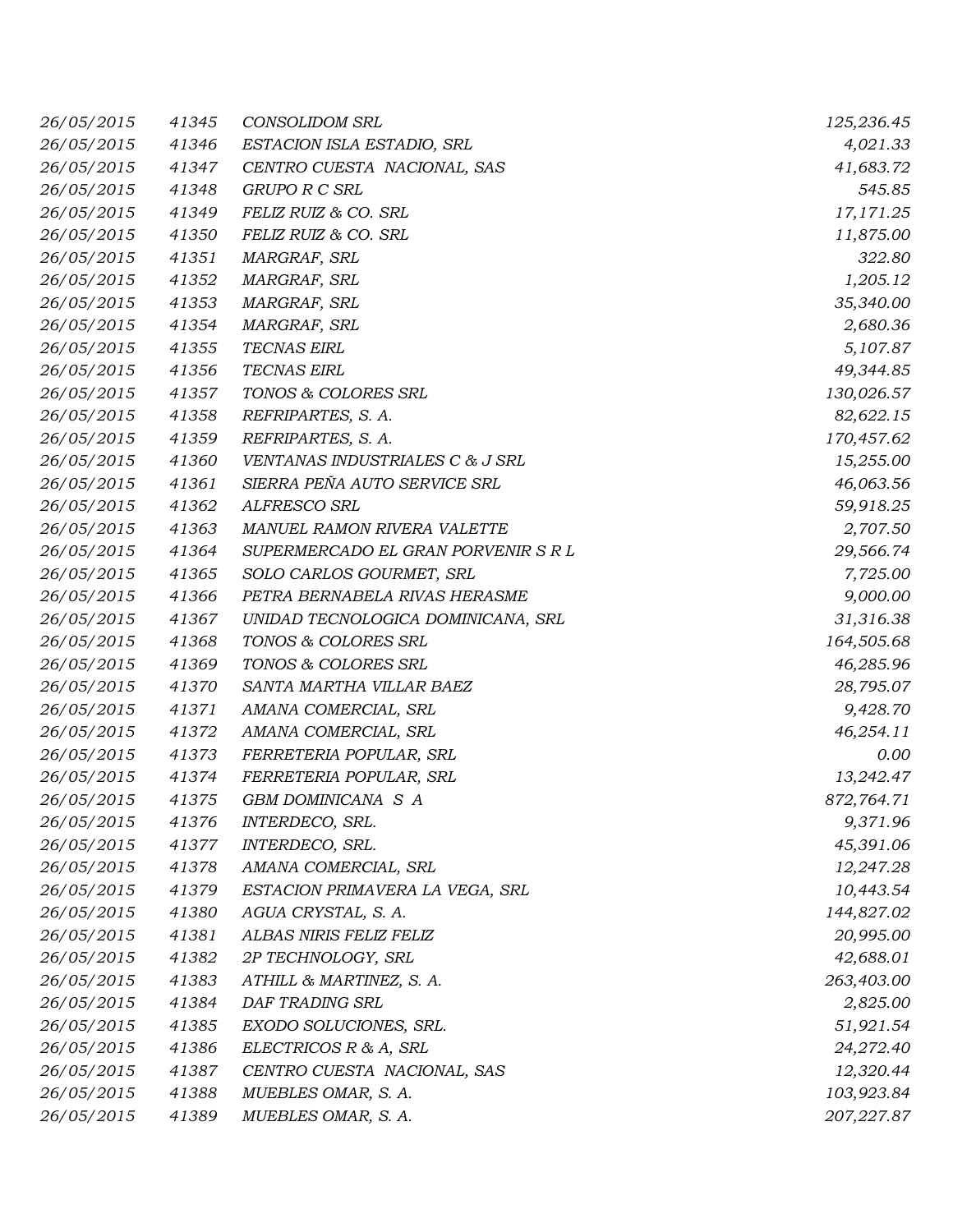| | | | |
|---|---|---|---|
| 26/05/2015 | 41345 | CONSOLIDOM SRL | 125,236.45 |
| 26/05/2015 | 41346 | ESTACION ISLA ESTADIO, SRL | 4,021.33 |
| 26/05/2015 | 41347 | CENTRO CUESTA NACIONAL, SAS | 41,683.72 |
| 26/05/2015 | 41348 | GRUPO R C SRL | 545.85 |
| 26/05/2015 | 41349 | FELIZ RUIZ & CO. SRL | 17,171.25 |
| 26/05/2015 | 41350 | FELIZ RUIZ & CO. SRL | 11,875.00 |
| 26/05/2015 | 41351 | MARGRAF, SRL | 322.80 |
| 26/05/2015 | 41352 | MARGRAF, SRL | 1,205.12 |
| 26/05/2015 | 41353 | MARGRAF, SRL | 35,340.00 |
| 26/05/2015 | 41354 | MARGRAF, SRL | 2,680.36 |
| 26/05/2015 | 41355 | TECNAS EIRL | 5,107.87 |
| 26/05/2015 | 41356 | TECNAS EIRL | 49,344.85 |
| 26/05/2015 | 41357 | TONOS & COLORES SRL | 130,026.57 |
| 26/05/2015 | 41358 | REFRIPARTES, S. A. | 82,622.15 |
| 26/05/2015 | 41359 | REFRIPARTES, S. A. | 170,457.62 |
| 26/05/2015 | 41360 | VENTANAS INDUSTRIALES C & J SRL | 15,255.00 |
| 26/05/2015 | 41361 | SIERRA PEÑA AUTO SERVICE SRL | 46,063.56 |
| 26/05/2015 | 41362 | ALFRESCO SRL | 59,918.25 |
| 26/05/2015 | 41363 | MANUEL RAMON RIVERA VALETTE | 2,707.50 |
| 26/05/2015 | 41364 | SUPERMERCADO EL GRAN PORVENIR S R L | 29,566.74 |
| 26/05/2015 | 41365 | SOLO CARLOS GOURMET, SRL | 7,725.00 |
| 26/05/2015 | 41366 | PETRA BERNABELA RIVAS HERASME | 9,000.00 |
| 26/05/2015 | 41367 | UNIDAD TECNOLOGICA DOMINICANA, SRL | 31,316.38 |
| 26/05/2015 | 41368 | TONOS & COLORES SRL | 164,505.68 |
| 26/05/2015 | 41369 | TONOS & COLORES SRL | 46,285.96 |
| 26/05/2015 | 41370 | SANTA MARTHA VILLAR BAEZ | 28,795.07 |
| 26/05/2015 | 41371 | AMANA COMERCIAL, SRL | 9,428.70 |
| 26/05/2015 | 41372 | AMANA COMERCIAL, SRL | 46,254.11 |
| 26/05/2015 | 41373 | FERRETERIA POPULAR, SRL | 0.00 |
| 26/05/2015 | 41374 | FERRETERIA POPULAR, SRL | 13,242.47 |
| 26/05/2015 | 41375 | GBM DOMINICANA S A | 872,764.71 |
| 26/05/2015 | 41376 | INTERDECO, SRL. | 9,371.96 |
| 26/05/2015 | 41377 | INTERDECO, SRL. | 45,391.06 |
| 26/05/2015 | 41378 | AMANA COMERCIAL, SRL | 12,247.28 |
| 26/05/2015 | 41379 | ESTACION PRIMAVERA LA VEGA, SRL | 10,443.54 |
| 26/05/2015 | 41380 | AGUA CRYSTAL, S. A. | 144,827.02 |
| 26/05/2015 | 41381 | ALBAS NIRIS FELIZ FELIZ | 20,995.00 |
| 26/05/2015 | 41382 | 2P TECHNOLOGY, SRL | 42,688.01 |
| 26/05/2015 | 41383 | ATHILL & MARTINEZ, S. A. | 263,403.00 |
| 26/05/2015 | 41384 | DAF TRADING SRL | 2,825.00 |
| 26/05/2015 | 41385 | EXODO SOLUCIONES, SRL. | 51,921.54 |
| 26/05/2015 | 41386 | ELECTRICOS R & A, SRL | 24,272.40 |
| 26/05/2015 | 41387 | CENTRO CUESTA NACIONAL, SAS | 12,320.44 |
| 26/05/2015 | 41388 | MUEBLES OMAR, S. A. | 103,923.84 |
| 26/05/2015 | 41389 | MUEBLES OMAR, S. A. | 207,227.87 |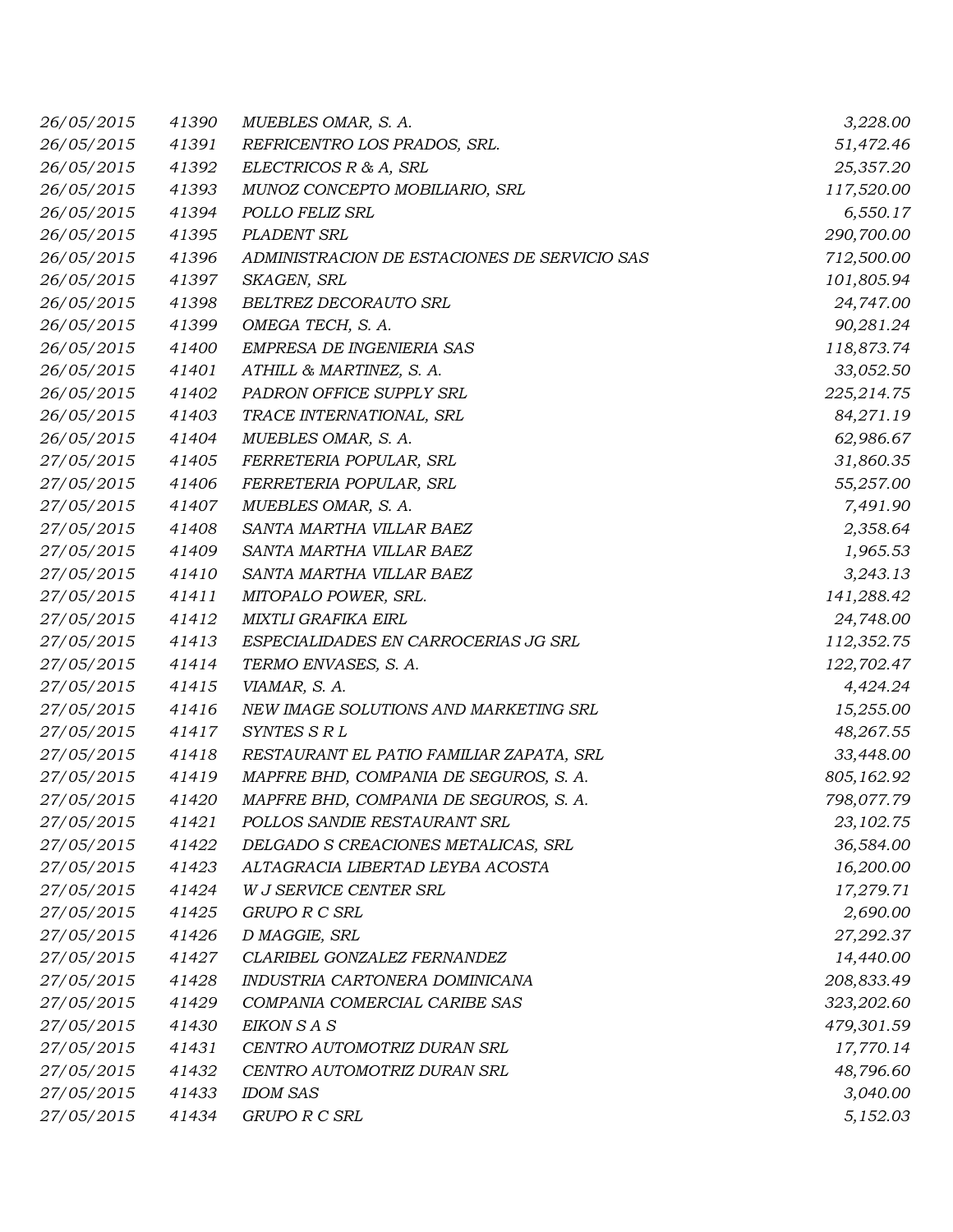| | | | |
|---|---|---|---|
| 26/05/2015 | 41390 | MUEBLES OMAR, S. A. | 3,228.00 |
| 26/05/2015 | 41391 | REFRICENTRO LOS PRADOS, SRL. | 51,472.46 |
| 26/05/2015 | 41392 | ELECTRICOS R & A, SRL | 25,357.20 |
| 26/05/2015 | 41393 | MUNOZ CONCEPTO MOBILIARIO, SRL | 117,520.00 |
| 26/05/2015 | 41394 | POLLO FELIZ SRL | 6,550.17 |
| 26/05/2015 | 41395 | PLADENT SRL | 290,700.00 |
| 26/05/2015 | 41396 | ADMINISTRACION DE ESTACIONES DE SERVICIO SAS | 712,500.00 |
| 26/05/2015 | 41397 | SKAGEN, SRL | 101,805.94 |
| 26/05/2015 | 41398 | BELTREZ DECORAUTO SRL | 24,747.00 |
| 26/05/2015 | 41399 | OMEGA TECH, S. A. | 90,281.24 |
| 26/05/2015 | 41400 | EMPRESA DE INGENIERIA SAS | 118,873.74 |
| 26/05/2015 | 41401 | ATHILL & MARTINEZ, S. A. | 33,052.50 |
| 26/05/2015 | 41402 | PADRON OFFICE SUPPLY SRL | 225,214.75 |
| 26/05/2015 | 41403 | TRACE INTERNATIONAL, SRL | 84,271.19 |
| 26/05/2015 | 41404 | MUEBLES OMAR, S. A. | 62,986.67 |
| 27/05/2015 | 41405 | FERRETERIA POPULAR, SRL | 31,860.35 |
| 27/05/2015 | 41406 | FERRETERIA POPULAR, SRL | 55,257.00 |
| 27/05/2015 | 41407 | MUEBLES OMAR, S. A. | 7,491.90 |
| 27/05/2015 | 41408 | SANTA MARTHA VILLAR BAEZ | 2,358.64 |
| 27/05/2015 | 41409 | SANTA MARTHA VILLAR BAEZ | 1,965.53 |
| 27/05/2015 | 41410 | SANTA MARTHA VILLAR BAEZ | 3,243.13 |
| 27/05/2015 | 41411 | MITOPALO POWER, SRL. | 141,288.42 |
| 27/05/2015 | 41412 | MIXTLI GRAFIKA EIRL | 24,748.00 |
| 27/05/2015 | 41413 | ESPECIALIDADES EN CARROCERIAS JG SRL | 112,352.75 |
| 27/05/2015 | 41414 | TERMO ENVASES, S. A. | 122,702.47 |
| 27/05/2015 | 41415 | VIAMAR, S. A. | 4,424.24 |
| 27/05/2015 | 41416 | NEW IMAGE SOLUTIONS AND MARKETING SRL | 15,255.00 |
| 27/05/2015 | 41417 | SYNTES S R L | 48,267.55 |
| 27/05/2015 | 41418 | RESTAURANT EL PATIO FAMILIAR ZAPATA, SRL | 33,448.00 |
| 27/05/2015 | 41419 | MAPFRE BHD, COMPANIA DE SEGUROS, S. A. | 805,162.92 |
| 27/05/2015 | 41420 | MAPFRE BHD, COMPANIA DE SEGUROS, S. A. | 798,077.79 |
| 27/05/2015 | 41421 | POLLOS SANDIE RESTAURANT SRL | 23,102.75 |
| 27/05/2015 | 41422 | DELGADO S CREACIONES METALICAS, SRL | 36,584.00 |
| 27/05/2015 | 41423 | ALTAGRACIA LIBERTAD LEYBA ACOSTA | 16,200.00 |
| 27/05/2015 | 41424 | W J SERVICE CENTER SRL | 17,279.71 |
| 27/05/2015 | 41425 | GRUPO R C SRL | 2,690.00 |
| 27/05/2015 | 41426 | D MAGGIE, SRL | 27,292.37 |
| 27/05/2015 | 41427 | CLARIBEL GONZALEZ FERNANDEZ | 14,440.00 |
| 27/05/2015 | 41428 | INDUSTRIA CARTONERA DOMINICANA | 208,833.49 |
| 27/05/2015 | 41429 | COMPANIA COMERCIAL CARIBE SAS | 323,202.60 |
| 27/05/2015 | 41430 | EIKON S A S | 479,301.59 |
| 27/05/2015 | 41431 | CENTRO AUTOMOTRIZ DURAN SRL | 17,770.14 |
| 27/05/2015 | 41432 | CENTRO AUTOMOTRIZ DURAN SRL | 48,796.60 |
| 27/05/2015 | 41433 | IDOM SAS | 3,040.00 |
| 27/05/2015 | 41434 | GRUPO R C SRL | 5,152.03 |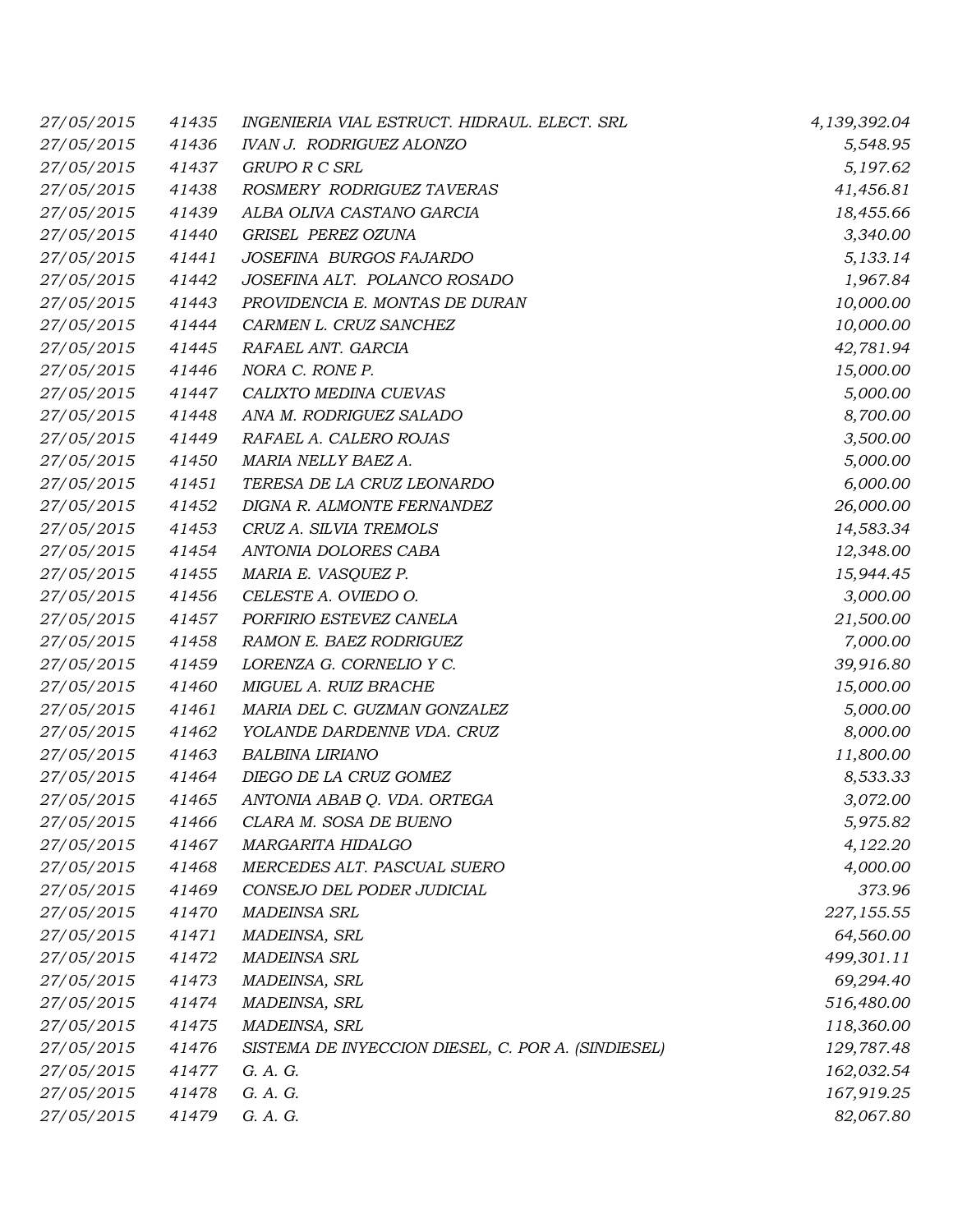| | | | |
|---|---|---|---|
| 27/05/2015 | 41435 | INGENIERIA VIAL ESTRUCT. HIDRAUL. ELECT. SRL | 4,139,392.04 |
| 27/05/2015 | 41436 | IVAN J. RODRIGUEZ ALONZO | 5,548.95 |
| 27/05/2015 | 41437 | GRUPO R C SRL | 5,197.62 |
| 27/05/2015 | 41438 | ROSMERY RODRIGUEZ TAVERAS | 41,456.81 |
| 27/05/2015 | 41439 | ALBA OLIVA CASTANO GARCIA | 18,455.66 |
| 27/05/2015 | 41440 | GRISEL PEREZ OZUNA | 3,340.00 |
| 27/05/2015 | 41441 | JOSEFINA BURGOS FAJARDO | 5,133.14 |
| 27/05/2015 | 41442 | JOSEFINA ALT. POLANCO ROSADO | 1,967.84 |
| 27/05/2015 | 41443 | PROVIDENCIA E. MONTAS DE DURAN | 10,000.00 |
| 27/05/2015 | 41444 | CARMEN L. CRUZ SANCHEZ | 10,000.00 |
| 27/05/2015 | 41445 | RAFAEL ANT. GARCIA | 42,781.94 |
| 27/05/2015 | 41446 | NORA C. RONE P. | 15,000.00 |
| 27/05/2015 | 41447 | CALIXTO MEDINA CUEVAS | 5,000.00 |
| 27/05/2015 | 41448 | ANA M. RODRIGUEZ SALADO | 8,700.00 |
| 27/05/2015 | 41449 | RAFAEL A. CALERO ROJAS | 3,500.00 |
| 27/05/2015 | 41450 | MARIA NELLY BAEZ A. | 5,000.00 |
| 27/05/2015 | 41451 | TERESA DE LA CRUZ LEONARDO | 6,000.00 |
| 27/05/2015 | 41452 | DIGNA R. ALMONTE FERNANDEZ | 26,000.00 |
| 27/05/2015 | 41453 | CRUZ A. SILVIA TREMOLS | 14,583.34 |
| 27/05/2015 | 41454 | ANTONIA DOLORES CABA | 12,348.00 |
| 27/05/2015 | 41455 | MARIA E. VASQUEZ P. | 15,944.45 |
| 27/05/2015 | 41456 | CELESTE A. OVIEDO O. | 3,000.00 |
| 27/05/2015 | 41457 | PORFIRIO ESTEVEZ CANELA | 21,500.00 |
| 27/05/2015 | 41458 | RAMON E. BAEZ RODRIGUEZ | 7,000.00 |
| 27/05/2015 | 41459 | LORENZA G. CORNELIO Y C. | 39,916.80 |
| 27/05/2015 | 41460 | MIGUEL A. RUIZ BRACHE | 15,000.00 |
| 27/05/2015 | 41461 | MARIA DEL C. GUZMAN GONZALEZ | 5,000.00 |
| 27/05/2015 | 41462 | YOLANDE DARDENNE VDA. CRUZ | 8,000.00 |
| 27/05/2015 | 41463 | BALBINA LIRIANO | 11,800.00 |
| 27/05/2015 | 41464 | DIEGO DE LA CRUZ GOMEZ | 8,533.33 |
| 27/05/2015 | 41465 | ANTONIA ABAB Q. VDA. ORTEGA | 3,072.00 |
| 27/05/2015 | 41466 | CLARA M. SOSA DE BUENO | 5,975.82 |
| 27/05/2015 | 41467 | MARGARITA HIDALGO | 4,122.20 |
| 27/05/2015 | 41468 | MERCEDES ALT. PASCUAL SUERO | 4,000.00 |
| 27/05/2015 | 41469 | CONSEJO DEL PODER JUDICIAL | 373.96 |
| 27/05/2015 | 41470 | MADEINSA SRL | 227,155.55 |
| 27/05/2015 | 41471 | MADEINSA, SRL | 64,560.00 |
| 27/05/2015 | 41472 | MADEINSA SRL | 499,301.11 |
| 27/05/2015 | 41473 | MADEINSA, SRL | 69,294.40 |
| 27/05/2015 | 41474 | MADEINSA, SRL | 516,480.00 |
| 27/05/2015 | 41475 | MADEINSA, SRL | 118,360.00 |
| 27/05/2015 | 41476 | SISTEMA DE INYECCION DIESEL, C. POR A. (SINDIESEL) | 129,787.48 |
| 27/05/2015 | 41477 | G. A. G. | 162,032.54 |
| 27/05/2015 | 41478 | G. A. G. | 167,919.25 |
| 27/05/2015 | 41479 | G. A. G. | 82,067.80 |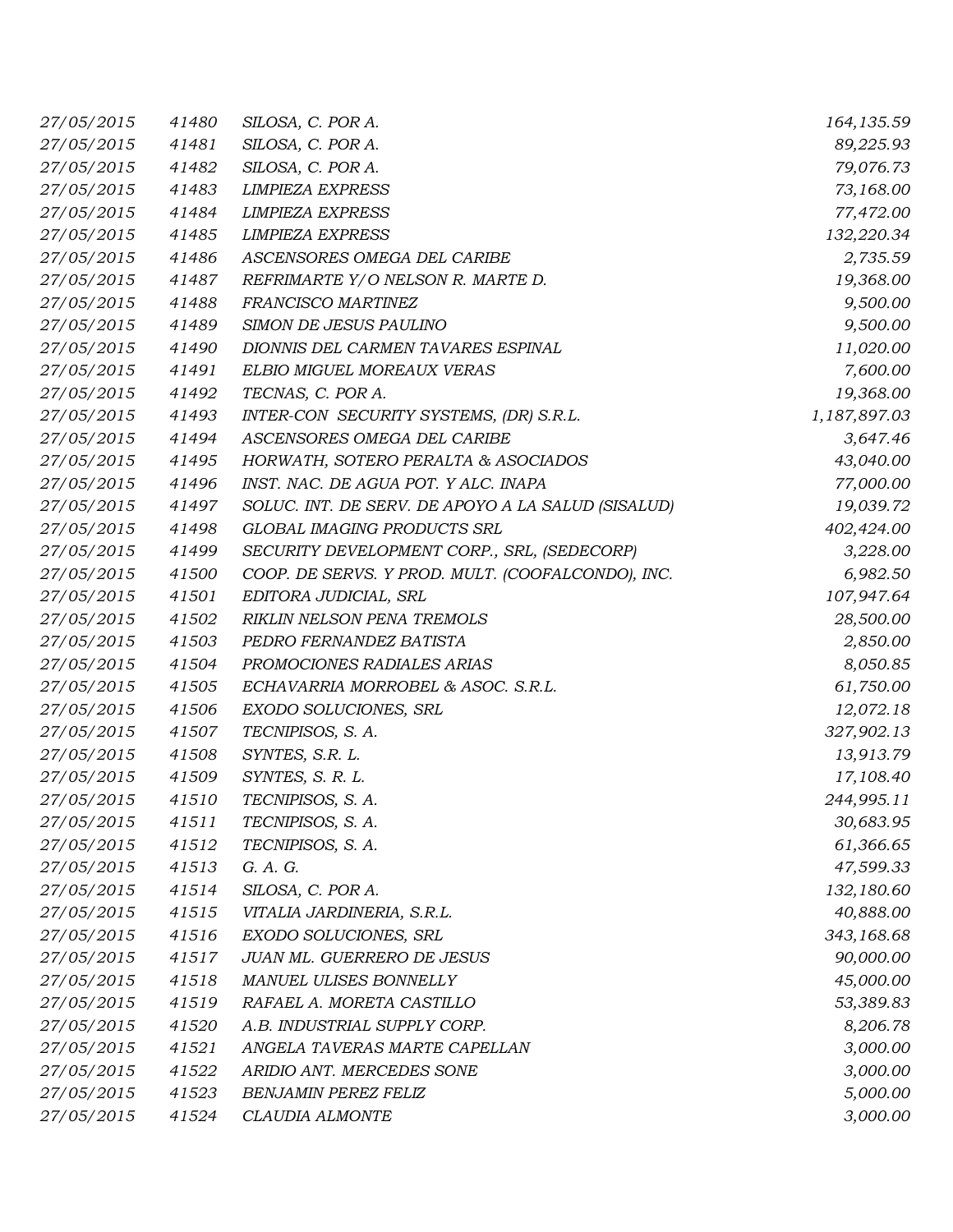| | | | |
|---|---|---|---|
| 27/05/2015 | 41480 | SILOSA, C. POR A. | 164,135.59 |
| 27/05/2015 | 41481 | SILOSA, C. POR A. | 89,225.93 |
| 27/05/2015 | 41482 | SILOSA, C. POR A. | 79,076.73 |
| 27/05/2015 | 41483 | LIMPIEZA EXPRESS | 73,168.00 |
| 27/05/2015 | 41484 | LIMPIEZA EXPRESS | 77,472.00 |
| 27/05/2015 | 41485 | LIMPIEZA EXPRESS | 132,220.34 |
| 27/05/2015 | 41486 | ASCENSORES OMEGA DEL CARIBE | 2,735.59 |
| 27/05/2015 | 41487 | REFRIMARTE Y/O NELSON R. MARTE D. | 19,368.00 |
| 27/05/2015 | 41488 | FRANCISCO MARTINEZ | 9,500.00 |
| 27/05/2015 | 41489 | SIMON DE JESUS PAULINO | 9,500.00 |
| 27/05/2015 | 41490 | DIONNIS DEL CARMEN TAVARES ESPINAL | 11,020.00 |
| 27/05/2015 | 41491 | ELBIO MIGUEL MOREAUX VERAS | 7,600.00 |
| 27/05/2015 | 41492 | TECNAS, C. POR A. | 19,368.00 |
| 27/05/2015 | 41493 | INTER-CON SECURITY SYSTEMS, (DR) S.R.L. | 1,187,897.03 |
| 27/05/2015 | 41494 | ASCENSORES OMEGA DEL CARIBE | 3,647.46 |
| 27/05/2015 | 41495 | HORWATH, SOTERO PERALTA & ASOCIADOS | 43,040.00 |
| 27/05/2015 | 41496 | INST. NAC. DE AGUA POT. Y ALC. INAPA | 77,000.00 |
| 27/05/2015 | 41497 | SOLUC. INT. DE SERV. DE APOYO A LA SALUD (SISALUD) | 19,039.72 |
| 27/05/2015 | 41498 | GLOBAL IMAGING PRODUCTS SRL | 402,424.00 |
| 27/05/2015 | 41499 | SECURITY DEVELOPMENT CORP., SRL, (SEDECORP) | 3,228.00 |
| 27/05/2015 | 41500 | COOP. DE SERVS. Y PROD. MULT. (COOFALCONDO), INC. | 6,982.50 |
| 27/05/2015 | 41501 | EDITORA JUDICIAL, SRL | 107,947.64 |
| 27/05/2015 | 41502 | RIKLIN NELSON PENA TREMOLS | 28,500.00 |
| 27/05/2015 | 41503 | PEDRO FERNANDEZ BATISTA | 2,850.00 |
| 27/05/2015 | 41504 | PROMOCIONES RADIALES ARIAS | 8,050.85 |
| 27/05/2015 | 41505 | ECHAVARRIA MORROBEL & ASOC. S.R.L. | 61,750.00 |
| 27/05/2015 | 41506 | EXODO SOLUCIONES, SRL | 12,072.18 |
| 27/05/2015 | 41507 | TECNIPISOS, S. A. | 327,902.13 |
| 27/05/2015 | 41508 | SYNTES, S.R. L. | 13,913.79 |
| 27/05/2015 | 41509 | SYNTES, S. R. L. | 17,108.40 |
| 27/05/2015 | 41510 | TECNIPISOS, S. A. | 244,995.11 |
| 27/05/2015 | 41511 | TECNIPISOS, S. A. | 30,683.95 |
| 27/05/2015 | 41512 | TECNIPISOS, S. A. | 61,366.65 |
| 27/05/2015 | 41513 | G. A. G. | 47,599.33 |
| 27/05/2015 | 41514 | SILOSA, C. POR A. | 132,180.60 |
| 27/05/2015 | 41515 | VITALIA JARDINERIA, S.R.L. | 40,888.00 |
| 27/05/2015 | 41516 | EXODO SOLUCIONES, SRL | 343,168.68 |
| 27/05/2015 | 41517 | JUAN ML. GUERRERO DE JESUS | 90,000.00 |
| 27/05/2015 | 41518 | MANUEL ULISES BONNELLY | 45,000.00 |
| 27/05/2015 | 41519 | RAFAEL A. MORETA CASTILLO | 53,389.83 |
| 27/05/2015 | 41520 | A.B. INDUSTRIAL SUPPLY CORP. | 8,206.78 |
| 27/05/2015 | 41521 | ANGELA TAVERAS MARTE CAPELLAN | 3,000.00 |
| 27/05/2015 | 41522 | ARIDIO ANT. MERCEDES SONE | 3,000.00 |
| 27/05/2015 | 41523 | BENJAMIN PEREZ FELIZ | 5,000.00 |
| 27/05/2015 | 41524 | CLAUDIA ALMONTE | 3,000.00 |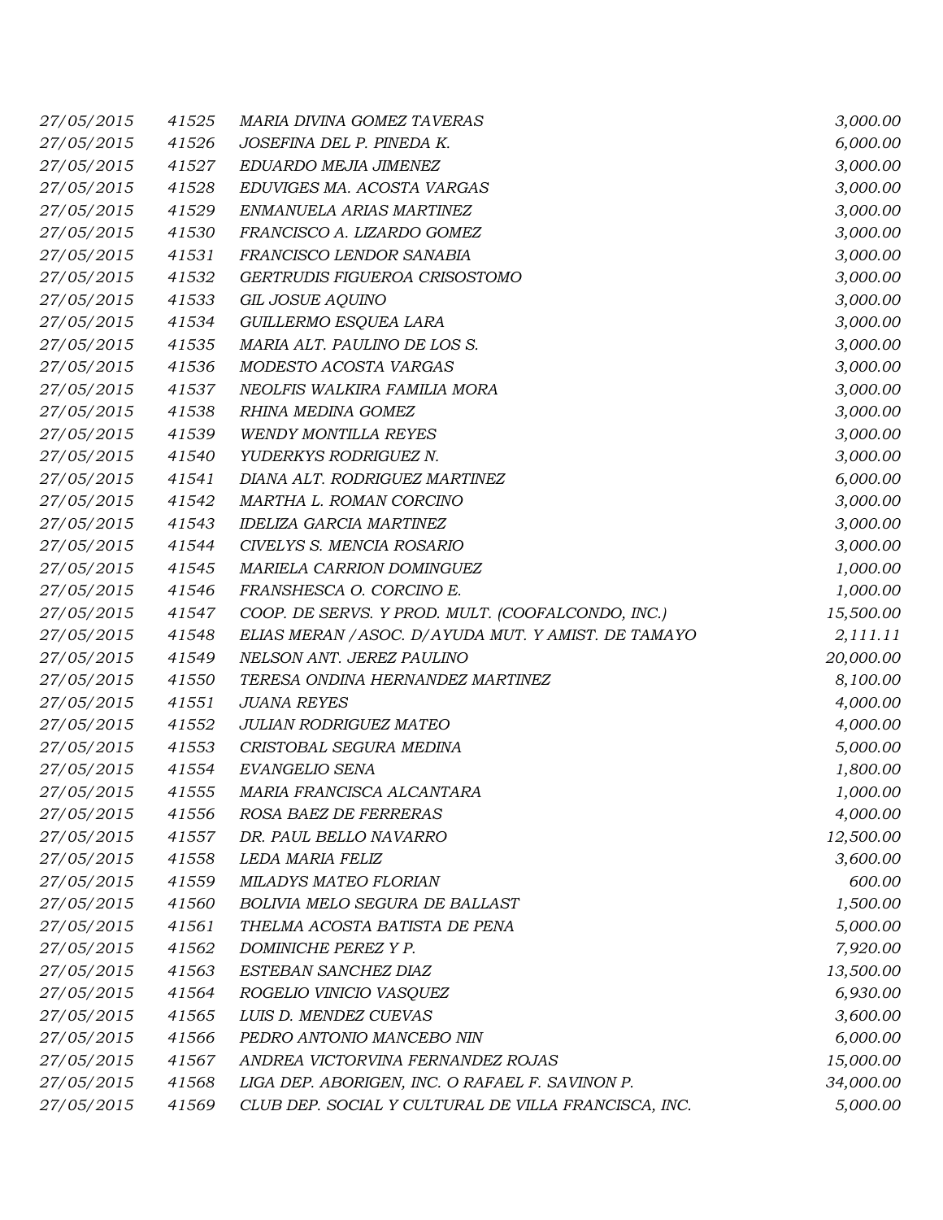| | | | |
|---|---|---|---|
| 27/05/2015 | 41525 | MARIA DIVINA GOMEZ TAVERAS | 3,000.00 |
| 27/05/2015 | 41526 | JOSEFINA DEL P. PINEDA K. | 6,000.00 |
| 27/05/2015 | 41527 | EDUARDO MEJIA JIMENEZ | 3,000.00 |
| 27/05/2015 | 41528 | EDUVIGES MA. ACOSTA VARGAS | 3,000.00 |
| 27/05/2015 | 41529 | ENMANUELA ARIAS MARTINEZ | 3,000.00 |
| 27/05/2015 | 41530 | FRANCISCO A. LIZARDO GOMEZ | 3,000.00 |
| 27/05/2015 | 41531 | FRANCISCO LENDOR SANABIA | 3,000.00 |
| 27/05/2015 | 41532 | GERTRUDIS FIGUEROA CRISOSTOMO | 3,000.00 |
| 27/05/2015 | 41533 | GIL JOSUE AQUINO | 3,000.00 |
| 27/05/2015 | 41534 | GUILLERMO ESQUEA LARA | 3,000.00 |
| 27/05/2015 | 41535 | MARIA ALT. PAULINO DE LOS S. | 3,000.00 |
| 27/05/2015 | 41536 | MODESTO ACOSTA VARGAS | 3,000.00 |
| 27/05/2015 | 41537 | NEOLFIS WALKIRA FAMILIA MORA | 3,000.00 |
| 27/05/2015 | 41538 | RHINA MEDINA GOMEZ | 3,000.00 |
| 27/05/2015 | 41539 | WENDY MONTILLA REYES | 3,000.00 |
| 27/05/2015 | 41540 | YUDERKYS RODRIGUEZ N. | 3,000.00 |
| 27/05/2015 | 41541 | DIANA ALT. RODRIGUEZ MARTINEZ | 6,000.00 |
| 27/05/2015 | 41542 | MARTHA L. ROMAN CORCINO | 3,000.00 |
| 27/05/2015 | 41543 | IDELIZA GARCIA MARTINEZ | 3,000.00 |
| 27/05/2015 | 41544 | CIVELYS S. MENCIA ROSARIO | 3,000.00 |
| 27/05/2015 | 41545 | MARIELA CARRION DOMINGUEZ | 1,000.00 |
| 27/05/2015 | 41546 | FRANSHESCA O. CORCINO E. | 1,000.00 |
| 27/05/2015 | 41547 | COOP. DE SERVS. Y PROD. MULT. (COOFALCONDO, INC.) | 15,500.00 |
| 27/05/2015 | 41548 | ELIAS MERAN / ASOC. D/AYUDA MUT. Y AMIST. DE TAMAYO | 2,111.11 |
| 27/05/2015 | 41549 | NELSON ANT. JEREZ PAULINO | 20,000.00 |
| 27/05/2015 | 41550 | TERESA ONDINA HERNANDEZ MARTINEZ | 8,100.00 |
| 27/05/2015 | 41551 | JUANA REYES | 4,000.00 |
| 27/05/2015 | 41552 | JULIAN RODRIGUEZ MATEO | 4,000.00 |
| 27/05/2015 | 41553 | CRISTOBAL SEGURA MEDINA | 5,000.00 |
| 27/05/2015 | 41554 | EVANGELIO SENA | 1,800.00 |
| 27/05/2015 | 41555 | MARIA FRANCISCA ALCANTARA | 1,000.00 |
| 27/05/2015 | 41556 | ROSA BAEZ DE FERRERAS | 4,000.00 |
| 27/05/2015 | 41557 | DR. PAUL BELLO NAVARRO | 12,500.00 |
| 27/05/2015 | 41558 | LEDA MARIA FELIZ | 3,600.00 |
| 27/05/2015 | 41559 | MILADYS MATEO FLORIAN | 600.00 |
| 27/05/2015 | 41560 | BOLIVIA MELO SEGURA DE BALLAST | 1,500.00 |
| 27/05/2015 | 41561 | THELMA ACOSTA BATISTA DE PENA | 5,000.00 |
| 27/05/2015 | 41562 | DOMINICHE PEREZ Y P. | 7,920.00 |
| 27/05/2015 | 41563 | ESTEBAN SANCHEZ DIAZ | 13,500.00 |
| 27/05/2015 | 41564 | ROGELIO VINICIO VASQUEZ | 6,930.00 |
| 27/05/2015 | 41565 | LUIS D. MENDEZ CUEVAS | 3,600.00 |
| 27/05/2015 | 41566 | PEDRO ANTONIO MANCEBO NIN | 6,000.00 |
| 27/05/2015 | 41567 | ANDREA VICTORVINA FERNANDEZ ROJAS | 15,000.00 |
| 27/05/2015 | 41568 | LIGA DEP. ABORIGEN, INC. O RAFAEL F. SAVINON P. | 34,000.00 |
| 27/05/2015 | 41569 | CLUB DEP. SOCIAL Y CULTURAL DE VILLA FRANCISCA, INC. | 5,000.00 |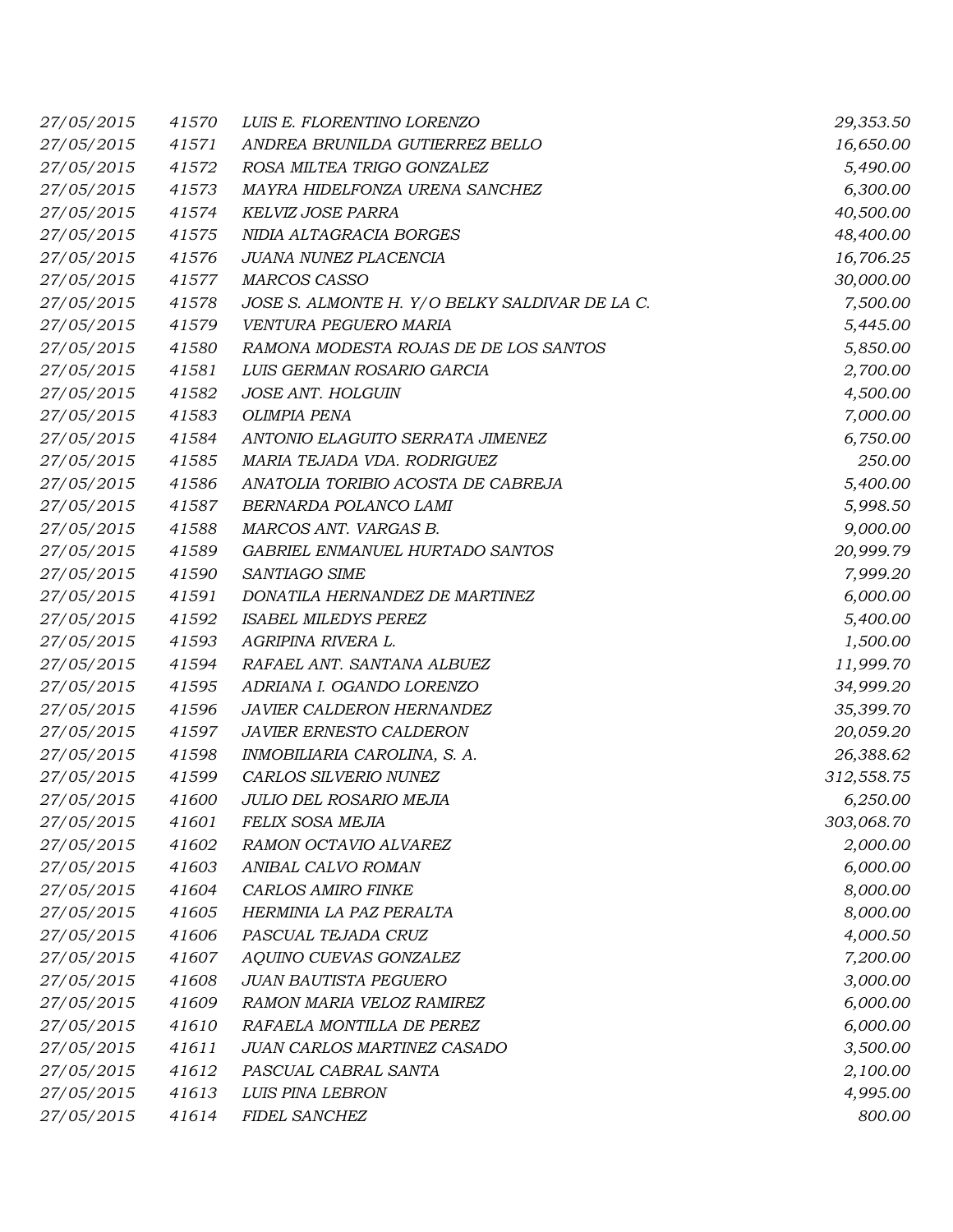| | | | |
|---|---|---|---|
| 27/05/2015 | 41570 | LUIS E. FLORENTINO LORENZO | 29,353.50 |
| 27/05/2015 | 41571 | ANDREA BRUNILDA GUTIERREZ BELLO | 16,650.00 |
| 27/05/2015 | 41572 | ROSA MILTEA TRIGO GONZALEZ | 5,490.00 |
| 27/05/2015 | 41573 | MAYRA HIDELFONZA URENA SANCHEZ | 6,300.00 |
| 27/05/2015 | 41574 | KELVIZ JOSE PARRA | 40,500.00 |
| 27/05/2015 | 41575 | NIDIA ALTAGRACIA BORGES | 48,400.00 |
| 27/05/2015 | 41576 | JUANA NUNEZ PLACENCIA | 16,706.25 |
| 27/05/2015 | 41577 | MARCOS CASSO | 30,000.00 |
| 27/05/2015 | 41578 | JOSE S. ALMONTE H. Y/O BELKY SALDIVAR DE LA C. | 7,500.00 |
| 27/05/2015 | 41579 | VENTURA PEGUERO MARIA | 5,445.00 |
| 27/05/2015 | 41580 | RAMONA MODESTA ROJAS DE DE LOS SANTOS | 5,850.00 |
| 27/05/2015 | 41581 | LUIS GERMAN ROSARIO GARCIA | 2,700.00 |
| 27/05/2015 | 41582 | JOSE ANT. HOLGUIN | 4,500.00 |
| 27/05/2015 | 41583 | OLIMPIA PENA | 7,000.00 |
| 27/05/2015 | 41584 | ANTONIO ELAGUITO SERRATA JIMENEZ | 6,750.00 |
| 27/05/2015 | 41585 | MARIA TEJADA VDA. RODRIGUEZ | 250.00 |
| 27/05/2015 | 41586 | ANATOLIA TORIBIO ACOSTA DE CABREJA | 5,400.00 |
| 27/05/2015 | 41587 | BERNARDA POLANCO LAMI | 5,998.50 |
| 27/05/2015 | 41588 | MARCOS ANT. VARGAS B. | 9,000.00 |
| 27/05/2015 | 41589 | GABRIEL ENMANUEL HURTADO SANTOS | 20,999.79 |
| 27/05/2015 | 41590 | SANTIAGO SIME | 7,999.20 |
| 27/05/2015 | 41591 | DONATILA HERNANDEZ DE MARTINEZ | 6,000.00 |
| 27/05/2015 | 41592 | ISABEL MILEDYS PEREZ | 5,400.00 |
| 27/05/2015 | 41593 | AGRIPINA RIVERA L. | 1,500.00 |
| 27/05/2015 | 41594 | RAFAEL ANT. SANTANA ALBUEZ | 11,999.70 |
| 27/05/2015 | 41595 | ADRIANA I. OGANDO LORENZO | 34,999.20 |
| 27/05/2015 | 41596 | JAVIER CALDERON HERNANDEZ | 35,399.70 |
| 27/05/2015 | 41597 | JAVIER ERNESTO CALDERON | 20,059.20 |
| 27/05/2015 | 41598 | INMOBILIARIA CAROLINA, S. A. | 26,388.62 |
| 27/05/2015 | 41599 | CARLOS SILVERIO NUNEZ | 312,558.75 |
| 27/05/2015 | 41600 | JULIO DEL ROSARIO MEJIA | 6,250.00 |
| 27/05/2015 | 41601 | FELIX SOSA MEJIA | 303,068.70 |
| 27/05/2015 | 41602 | RAMON OCTAVIO ALVAREZ | 2,000.00 |
| 27/05/2015 | 41603 | ANIBAL CALVO ROMAN | 6,000.00 |
| 27/05/2015 | 41604 | CARLOS AMIRO FINKE | 8,000.00 |
| 27/05/2015 | 41605 | HERMINIA LA PAZ PERALTA | 8,000.00 |
| 27/05/2015 | 41606 | PASCUAL TEJADA CRUZ | 4,000.50 |
| 27/05/2015 | 41607 | AQUINO CUEVAS GONZALEZ | 7,200.00 |
| 27/05/2015 | 41608 | JUAN BAUTISTA PEGUERO | 3,000.00 |
| 27/05/2015 | 41609 | RAMON MARIA VELOZ RAMIREZ | 6,000.00 |
| 27/05/2015 | 41610 | RAFAELA MONTILLA DE PEREZ | 6,000.00 |
| 27/05/2015 | 41611 | JUAN CARLOS MARTINEZ CASADO | 3,500.00 |
| 27/05/2015 | 41612 | PASCUAL CABRAL SANTA | 2,100.00 |
| 27/05/2015 | 41613 | LUIS PINA LEBRON | 4,995.00 |
| 27/05/2015 | 41614 | FIDEL SANCHEZ | 800.00 |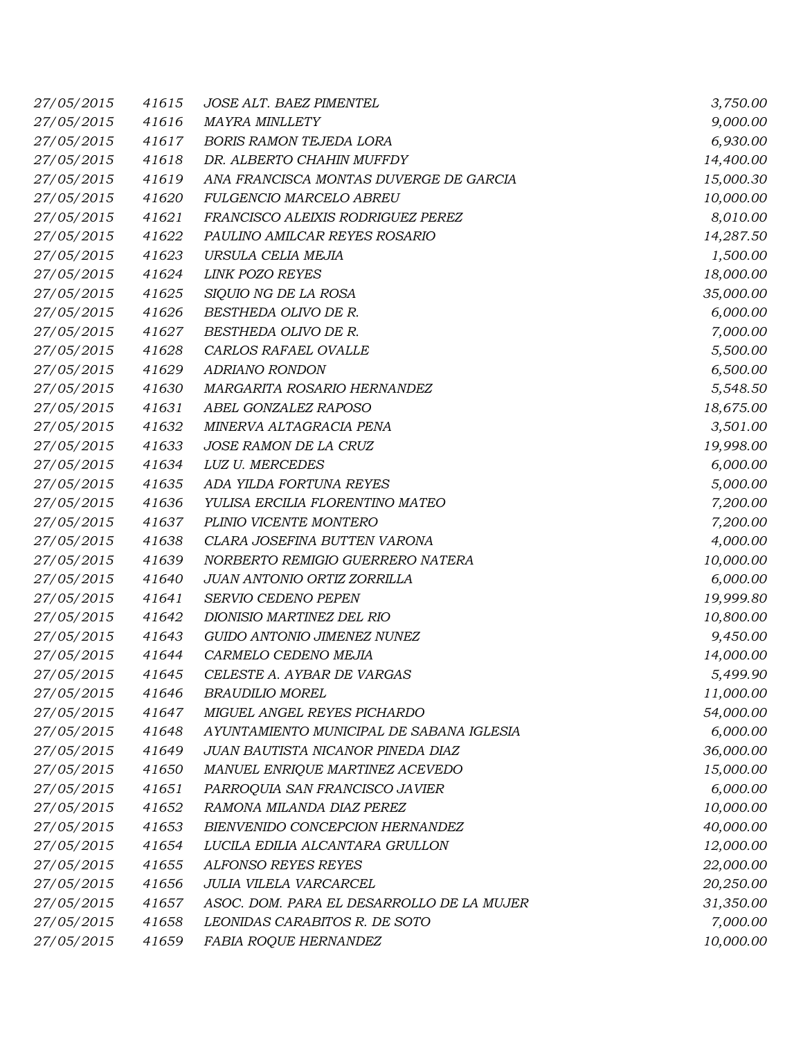| | | | |
|---|---|---|---|
| *27/05/2015* | *41615* | *JOSE ALT. BAEZ PIMENTEL* | *3,750.00* |
| *27/05/2015* | *41616* | *MAYRA MINLLETY* | *9,000.00* |
| *27/05/2015* | *41617* | *BORIS RAMON TEJEDA LORA* | *6,930.00* |
| *27/05/2015* | *41618* | *DR. ALBERTO CHAHIN MUFFDY* | *14,400.00* |
| *27/05/2015* | *41619* | *ANA FRANCISCA MONTAS DUVERGE DE GARCIA* | *15,000.30* |
| *27/05/2015* | *41620* | *FULGENCIO MARCELO ABREU* | *10,000.00* |
| *27/05/2015* | *41621* | *FRANCISCO ALEIXIS RODRIGUEZ PEREZ* | *8,010.00* |
| *27/05/2015* | *41622* | *PAULINO AMILCAR REYES ROSARIO* | *14,287.50* |
| *27/05/2015* | *41623* | *URSULA CELIA MEJIA* | *1,500.00* |
| *27/05/2015* | *41624* | *LINK POZO REYES* | *18,000.00* |
| *27/05/2015* | *41625* | *SIQUIO NG DE LA ROSA* | *35,000.00* |
| *27/05/2015* | *41626* | *BESTHEDA OLIVO DE R.* | *6,000.00* |
| *27/05/2015* | *41627* | *BESTHEDA OLIVO DE R.* | *7,000.00* |
| *27/05/2015* | *41628* | *CARLOS RAFAEL OVALLE* | *5,500.00* |
| *27/05/2015* | *41629* | *ADRIANO RONDON* | *6,500.00* |
| *27/05/2015* | *41630* | *MARGARITA ROSARIO HERNANDEZ* | *5,548.50* |
| *27/05/2015* | *41631* | *ABEL GONZALEZ RAPOSO* | *18,675.00* |
| *27/05/2015* | *41632* | *MINERVA ALTAGRACIA PENA* | *3,501.00* |
| *27/05/2015* | *41633* | *JOSE RAMON DE LA CRUZ* | *19,998.00* |
| *27/05/2015* | *41634* | *LUZ U. MERCEDES* | *6,000.00* |
| *27/05/2015* | *41635* | *ADA YILDA FORTUNA REYES* | *5,000.00* |
| *27/05/2015* | *41636* | *YULISA ERCILIA FLORENTINO MATEO* | *7,200.00* |
| *27/05/2015* | *41637* | *PLINIO VICENTE MONTERO* | *7,200.00* |
| *27/05/2015* | *41638* | *CLARA JOSEFINA BUTTEN VARONA* | *4,000.00* |
| *27/05/2015* | *41639* | *NORBERTO REMIGIO GUERRERO NATERA* | *10,000.00* |
| *27/05/2015* | *41640* | *JUAN ANTONIO ORTIZ ZORRILLA* | *6,000.00* |
| *27/05/2015* | *41641* | *SERVIO CEDENO PEPEN* | *19,999.80* |
| *27/05/2015* | *41642* | *DIONISIO MARTINEZ DEL RIO* | *10,800.00* |
| *27/05/2015* | *41643* | *GUIDO ANTONIO JIMENEZ NUNEZ* | *9,450.00* |
| *27/05/2015* | *41644* | *CARMELO CEDENO MEJIA* | *14,000.00* |
| *27/05/2015* | *41645* | *CELESTE A. AYBAR DE VARGAS* | *5,499.90* |
| *27/05/2015* | *41646* | *BRAUDILIO MOREL* | *11,000.00* |
| *27/05/2015* | *41647* | *MIGUEL ANGEL REYES PICHARDO* | *54,000.00* |
| *27/05/2015* | *41648* | *AYUNTAMIENTO MUNICIPAL DE SABANA IGLESIA* | *6,000.00* |
| *27/05/2015* | *41649* | *JUAN BAUTISTA NICANOR PINEDA DIAZ* | *36,000.00* |
| *27/05/2015* | *41650* | *MANUEL ENRIQUE MARTINEZ ACEVEDO* | *15,000.00* |
| *27/05/2015* | *41651* | *PARROQUIA SAN FRANCISCO JAVIER* | *6,000.00* |
| *27/05/2015* | *41652* | *RAMONA MILANDA DIAZ PEREZ* | *10,000.00* |
| *27/05/2015* | *41653* | *BIENVENIDO CONCEPCION HERNANDEZ* | *40,000.00* |
| *27/05/2015* | *41654* | *LUCILA EDILIA ALCANTARA GRULLON* | *12,000.00* |
| *27/05/2015* | *41655* | *ALFONSO REYES REYES* | *22,000.00* |
| *27/05/2015* | *41656* | *JULIA VILELA VARCARCEL* | *20,250.00* |
| *27/05/2015* | *41657* | *ASOC. DOM. PARA EL DESARROLLO DE LA MUJER* | *31,350.00* |
| *27/05/2015* | *41658* | *LEONIDAS CARABITOS R. DE SOTO* | *7,000.00* |
| *27/05/2015* | *41659* | *FABIA ROQUE HERNANDEZ* | *10,000.00* |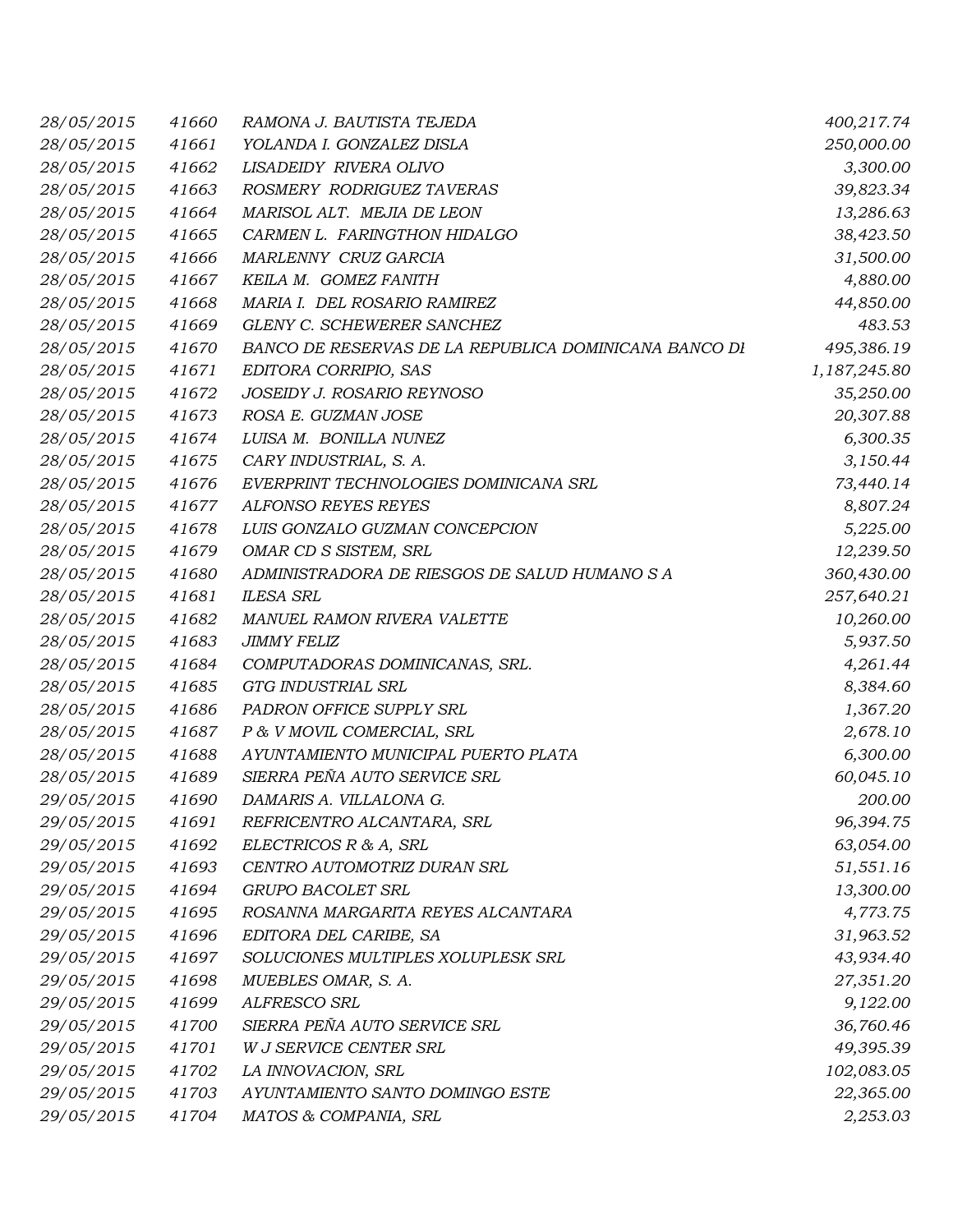| | | | |
|---|---|---|---|
| 28/05/2015 | 41660 | RAMONA J. BAUTISTA TEJEDA | 400,217.74 |
| 28/05/2015 | 41661 | YOLANDA I. GONZALEZ DISLA | 250,000.00 |
| 28/05/2015 | 41662 | LISADEIDY RIVERA OLIVO | 3,300.00 |
| 28/05/2015 | 41663 | ROSMERY RODRIGUEZ TAVERAS | 39,823.34 |
| 28/05/2015 | 41664 | MARISOL ALT. MEJIA DE LEON | 13,286.63 |
| 28/05/2015 | 41665 | CARMEN L. FARINGTHON HIDALGO | 38,423.50 |
| 28/05/2015 | 41666 | MARLENNY CRUZ GARCIA | 31,500.00 |
| 28/05/2015 | 41667 | KEILA M. GOMEZ FANITH | 4,880.00 |
| 28/05/2015 | 41668 | MARIA I. DEL ROSARIO RAMIREZ | 44,850.00 |
| 28/05/2015 | 41669 | GLENY C. SCHEWERER SANCHEZ | 483.53 |
| 28/05/2015 | 41670 | BANCO DE RESERVAS DE LA REPUBLICA DOMINICANA BANCO DI | 495,386.19 |
| 28/05/2015 | 41671 | EDITORA CORRIPIO, SAS | 1,187,245.80 |
| 28/05/2015 | 41672 | JOSEIDY J. ROSARIO REYNOSO | 35,250.00 |
| 28/05/2015 | 41673 | ROSA E. GUZMAN JOSE | 20,307.88 |
| 28/05/2015 | 41674 | LUISA M. BONILLA NUNEZ | 6,300.35 |
| 28/05/2015 | 41675 | CARY INDUSTRIAL, S. A. | 3,150.44 |
| 28/05/2015 | 41676 | EVERPRINT TECHNOLOGIES DOMINICANA SRL | 73,440.14 |
| 28/05/2015 | 41677 | ALFONSO REYES REYES | 8,807.24 |
| 28/05/2015 | 41678 | LUIS GONZALO GUZMAN CONCEPCION | 5,225.00 |
| 28/05/2015 | 41679 | OMAR CD S SISTEM, SRL | 12,239.50 |
| 28/05/2015 | 41680 | ADMINISTRADORA DE RIESGOS DE SALUD HUMANO S A | 360,430.00 |
| 28/05/2015 | 41681 | ILESA SRL | 257,640.21 |
| 28/05/2015 | 41682 | MANUEL RAMON RIVERA VALETTE | 10,260.00 |
| 28/05/2015 | 41683 | JIMMY FELIZ | 5,937.50 |
| 28/05/2015 | 41684 | COMPUTADORAS DOMINICANAS, SRL. | 4,261.44 |
| 28/05/2015 | 41685 | GTG INDUSTRIAL SRL | 8,384.60 |
| 28/05/2015 | 41686 | PADRON OFFICE SUPPLY SRL | 1,367.20 |
| 28/05/2015 | 41687 | P & V MOVIL COMERCIAL, SRL | 2,678.10 |
| 28/05/2015 | 41688 | AYUNTAMIENTO MUNICIPAL PUERTO PLATA | 6,300.00 |
| 28/05/2015 | 41689 | SIERRA PEÑA AUTO SERVICE SRL | 60,045.10 |
| 29/05/2015 | 41690 | DAMARIS A. VILLALONA G. | 200.00 |
| 29/05/2015 | 41691 | REFRICENTRO ALCANTARA, SRL | 96,394.75 |
| 29/05/2015 | 41692 | ELECTRICOS R & A, SRL | 63,054.00 |
| 29/05/2015 | 41693 | CENTRO AUTOMOTRIZ DURAN SRL | 51,551.16 |
| 29/05/2015 | 41694 | GRUPO BACOLET SRL | 13,300.00 |
| 29/05/2015 | 41695 | ROSANNA MARGARITA REYES ALCANTARA | 4,773.75 |
| 29/05/2015 | 41696 | EDITORA DEL CARIBE, SA | 31,963.52 |
| 29/05/2015 | 41697 | SOLUCIONES MULTIPLES XOLUPLESK SRL | 43,934.40 |
| 29/05/2015 | 41698 | MUEBLES OMAR, S. A. | 27,351.20 |
| 29/05/2015 | 41699 | ALFRESCO SRL | 9,122.00 |
| 29/05/2015 | 41700 | SIERRA PEÑA AUTO SERVICE SRL | 36,760.46 |
| 29/05/2015 | 41701 | W J SERVICE CENTER SRL | 49,395.39 |
| 29/05/2015 | 41702 | LA INNOVACION, SRL | 102,083.05 |
| 29/05/2015 | 41703 | AYUNTAMIENTO SANTO DOMINGO ESTE | 22,365.00 |
| 29/05/2015 | 41704 | MATOS & COMPANIA, SRL | 2,253.03 |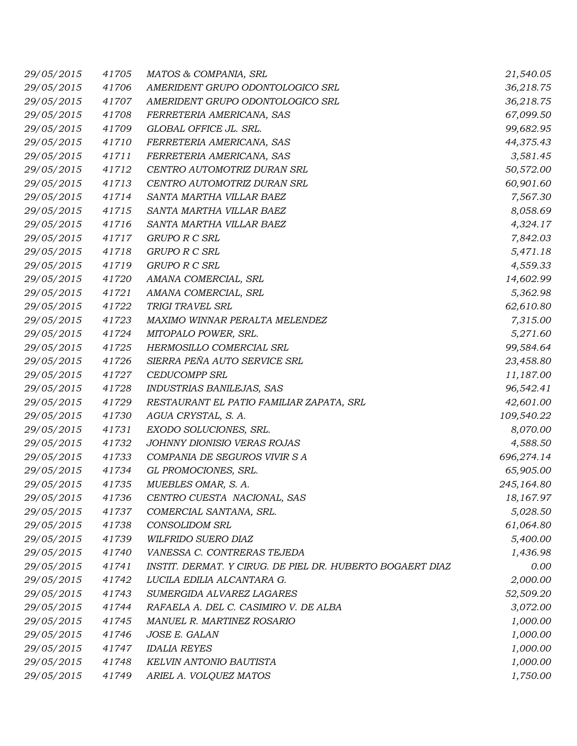| | | | |
|---|---|---|---|
| 29/05/2015 | 41705 | MATOS & COMPANIA, SRL | 21,540.05 |
| 29/05/2015 | 41706 | AMERIDENT GRUPO ODONTOLOGICO SRL | 36,218.75 |
| 29/05/2015 | 41707 | AMERIDENT GRUPO ODONTOLOGICO SRL | 36,218.75 |
| 29/05/2015 | 41708 | FERRETERIA AMERICANA, SAS | 67,099.50 |
| 29/05/2015 | 41709 | GLOBAL OFFICE JL. SRL. | 99,682.95 |
| 29/05/2015 | 41710 | FERRETERIA AMERICANA, SAS | 44,375.43 |
| 29/05/2015 | 41711 | FERRETERIA AMERICANA, SAS | 3,581.45 |
| 29/05/2015 | 41712 | CENTRO AUTOMOTRIZ DURAN SRL | 50,572.00 |
| 29/05/2015 | 41713 | CENTRO AUTOMOTRIZ DURAN SRL | 60,901.60 |
| 29/05/2015 | 41714 | SANTA MARTHA VILLAR BAEZ | 7,567.30 |
| 29/05/2015 | 41715 | SANTA MARTHA VILLAR BAEZ | 8,058.69 |
| 29/05/2015 | 41716 | SANTA MARTHA VILLAR BAEZ | 4,324.17 |
| 29/05/2015 | 41717 | GRUPO R C SRL | 7,842.03 |
| 29/05/2015 | 41718 | GRUPO R C SRL | 5,471.18 |
| 29/05/2015 | 41719 | GRUPO R C SRL | 4,559.33 |
| 29/05/2015 | 41720 | AMANA COMERCIAL, SRL | 14,602.99 |
| 29/05/2015 | 41721 | AMANA COMERCIAL, SRL | 5,362.98 |
| 29/05/2015 | 41722 | TRIGI TRAVEL SRL | 62,610.80 |
| 29/05/2015 | 41723 | MAXIMO WINNAR PERALTA MELENDEZ | 7,315.00 |
| 29/05/2015 | 41724 | MITOPALO POWER, SRL. | 5,271.60 |
| 29/05/2015 | 41725 | HERMOSILLO COMERCIAL SRL | 99,584.64 |
| 29/05/2015 | 41726 | SIERRA PEÑA AUTO SERVICE SRL | 23,458.80 |
| 29/05/2015 | 41727 | CEDUCOMPP SRL | 11,187.00 |
| 29/05/2015 | 41728 | INDUSTRIAS BANILEJAS, SAS | 96,542.41 |
| 29/05/2015 | 41729 | RESTAURANT EL PATIO FAMILIAR ZAPATA, SRL | 42,601.00 |
| 29/05/2015 | 41730 | AGUA CRYSTAL, S. A. | 109,540.22 |
| 29/05/2015 | 41731 | EXODO SOLUCIONES, SRL. | 8,070.00 |
| 29/05/2015 | 41732 | JOHNNY DIONISIO VERAS ROJAS | 4,588.50 |
| 29/05/2015 | 41733 | COMPANIA DE SEGUROS VIVIR S A | 696,274.14 |
| 29/05/2015 | 41734 | GL PROMOCIONES, SRL. | 65,905.00 |
| 29/05/2015 | 41735 | MUEBLES OMAR, S. A. | 245,164.80 |
| 29/05/2015 | 41736 | CENTRO CUESTA NACIONAL, SAS | 18,167.97 |
| 29/05/2015 | 41737 | COMERCIAL SANTANA, SRL. | 5,028.50 |
| 29/05/2015 | 41738 | CONSOLIDOM SRL | 61,064.80 |
| 29/05/2015 | 41739 | WILFRIDO SUERO DIAZ | 5,400.00 |
| 29/05/2015 | 41740 | VANESSA C. CONTRERAS TEJEDA | 1,436.98 |
| 29/05/2015 | 41741 | INSTIT. DERMAT. Y CIRUG. DE PIEL DR. HUBERTO BOGAERT DIAZ | 0.00 |
| 29/05/2015 | 41742 | LUCILA EDILIA ALCANTARA G. | 2,000.00 |
| 29/05/2015 | 41743 | SUMERGIDA ALVAREZ LAGARES | 52,509.20 |
| 29/05/2015 | 41744 | RAFAELA A. DEL C. CASIMIRO V. DE ALBA | 3,072.00 |
| 29/05/2015 | 41745 | MANUEL R. MARTINEZ ROSARIO | 1,000.00 |
| 29/05/2015 | 41746 | JOSE E. GALAN | 1,000.00 |
| 29/05/2015 | 41747 | IDALIA REYES | 1,000.00 |
| 29/05/2015 | 41748 | KELVIN ANTONIO BAUTISTA | 1,000.00 |
| 29/05/2015 | 41749 | ARIEL A. VOLQUEZ MATOS | 1,750.00 |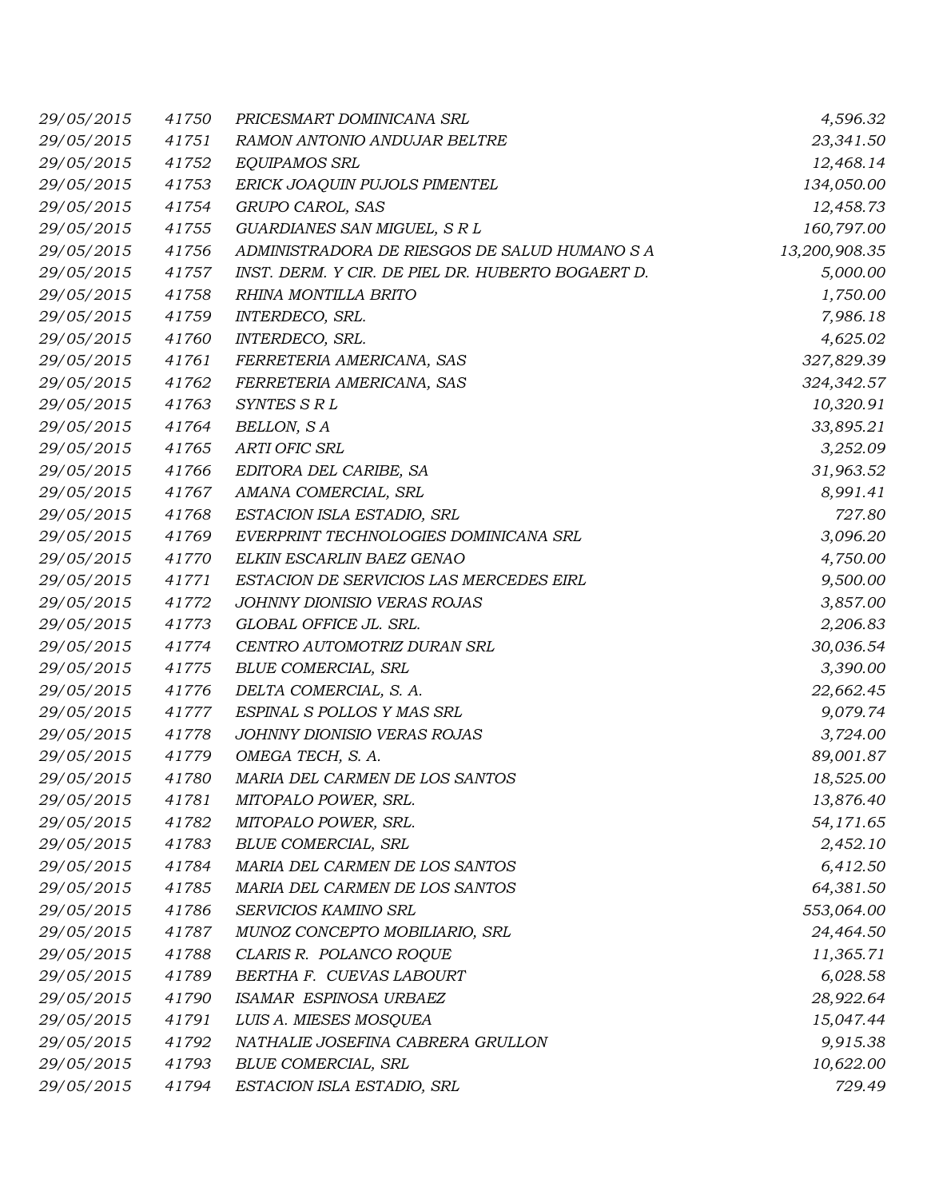| | | | |
|---|---|---|---|
| 29/05/2015 | 41750 | PRICESMART DOMINICANA SRL | 4,596.32 |
| 29/05/2015 | 41751 | RAMON ANTONIO ANDUJAR BELTRE | 23,341.50 |
| 29/05/2015 | 41752 | EQUIPAMOS SRL | 12,468.14 |
| 29/05/2015 | 41753 | ERICK JOAQUIN PUJOLS PIMENTEL | 134,050.00 |
| 29/05/2015 | 41754 | GRUPO CAROL, SAS | 12,458.73 |
| 29/05/2015 | 41755 | GUARDIANES SAN MIGUEL, S R L | 160,797.00 |
| 29/05/2015 | 41756 | ADMINISTRADORA DE RIESGOS DE SALUD HUMANO S A | 13,200,908.35 |
| 29/05/2015 | 41757 | INST. DERM. Y CIR. DE PIEL DR. HUBERTO BOGAERT D. | 5,000.00 |
| 29/05/2015 | 41758 | RHINA MONTILLA BRITO | 1,750.00 |
| 29/05/2015 | 41759 | INTERDECO, SRL. | 7,986.18 |
| 29/05/2015 | 41760 | INTERDECO, SRL. | 4,625.02 |
| 29/05/2015 | 41761 | FERRETERIA AMERICANA, SAS | 327,829.39 |
| 29/05/2015 | 41762 | FERRETERIA AMERICANA, SAS | 324,342.57 |
| 29/05/2015 | 41763 | SYNTES S R L | 10,320.91 |
| 29/05/2015 | 41764 | BELLON, S A | 33,895.21 |
| 29/05/2015 | 41765 | ARTI OFIC SRL | 3,252.09 |
| 29/05/2015 | 41766 | EDITORA DEL CARIBE, SA | 31,963.52 |
| 29/05/2015 | 41767 | AMANA COMERCIAL, SRL | 8,991.41 |
| 29/05/2015 | 41768 | ESTACION ISLA ESTADIO, SRL | 727.80 |
| 29/05/2015 | 41769 | EVERPRINT TECHNOLOGIES DOMINICANA SRL | 3,096.20 |
| 29/05/2015 | 41770 | ELKIN ESCARLIN BAEZ GENAO | 4,750.00 |
| 29/05/2015 | 41771 | ESTACION DE SERVICIOS LAS MERCEDES EIRL | 9,500.00 |
| 29/05/2015 | 41772 | JOHNNY DIONISIO VERAS ROJAS | 3,857.00 |
| 29/05/2015 | 41773 | GLOBAL OFFICE JL. SRL. | 2,206.83 |
| 29/05/2015 | 41774 | CENTRO AUTOMOTRIZ DURAN SRL | 30,036.54 |
| 29/05/2015 | 41775 | BLUE COMERCIAL, SRL | 3,390.00 |
| 29/05/2015 | 41776 | DELTA COMERCIAL, S. A. | 22,662.45 |
| 29/05/2015 | 41777 | ESPINAL S POLLOS Y MAS SRL | 9,079.74 |
| 29/05/2015 | 41778 | JOHNNY DIONISIO VERAS ROJAS | 3,724.00 |
| 29/05/2015 | 41779 | OMEGA TECH, S. A. | 89,001.87 |
| 29/05/2015 | 41780 | MARIA DEL CARMEN DE LOS SANTOS | 18,525.00 |
| 29/05/2015 | 41781 | MITOPALO POWER, SRL. | 13,876.40 |
| 29/05/2015 | 41782 | MITOPALO POWER, SRL. | 54,171.65 |
| 29/05/2015 | 41783 | BLUE COMERCIAL, SRL | 2,452.10 |
| 29/05/2015 | 41784 | MARIA DEL CARMEN DE LOS SANTOS | 6,412.50 |
| 29/05/2015 | 41785 | MARIA DEL CARMEN DE LOS SANTOS | 64,381.50 |
| 29/05/2015 | 41786 | SERVICIOS KAMINO SRL | 553,064.00 |
| 29/05/2015 | 41787 | MUNOZ CONCEPTO MOBILIARIO, SRL | 24,464.50 |
| 29/05/2015 | 41788 | CLARIS R. POLANCO ROQUE | 11,365.71 |
| 29/05/2015 | 41789 | BERTHA F. CUEVAS LABOURT | 6,028.58 |
| 29/05/2015 | 41790 | ISAMAR ESPINOSA URBAEZ | 28,922.64 |
| 29/05/2015 | 41791 | LUIS A. MIESES MOSQUEA | 15,047.44 |
| 29/05/2015 | 41792 | NATHALIE JOSEFINA CABRERA GRULLON | 9,915.38 |
| 29/05/2015 | 41793 | BLUE COMERCIAL, SRL | 10,622.00 |
| 29/05/2015 | 41794 | ESTACION ISLA ESTADIO, SRL | 729.49 |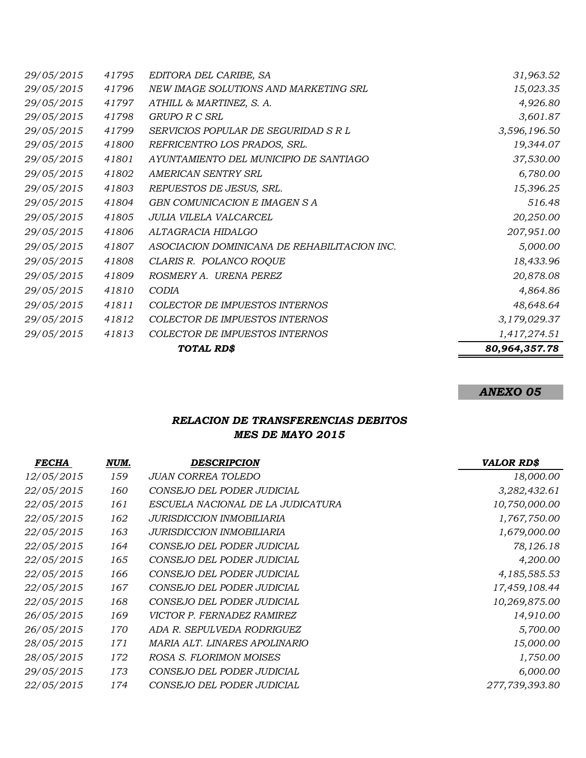| | | | |
|---|---|---|---|
| 29/05/2015 | 41795 | EDITORA DEL CARIBE, SA | 31,963.52 |
| 29/05/2015 | 41796 | NEW IMAGE SOLUTIONS AND MARKETING SRL | 15,023.35 |
| 29/05/2015 | 41797 | ATHILL & MARTINEZ, S. A. | 4,926.80 |
| 29/05/2015 | 41798 | GRUPO R C SRL | 3,601.87 |
| 29/05/2015 | 41799 | SERVICIOS POPULAR DE SEGURIDAD S R L | 3,596,196.50 |
| 29/05/2015 | 41800 | REFRICENTRO LOS PRADOS, SRL. | 19,344.07 |
| 29/05/2015 | 41801 | AYUNTAMIENTO DEL MUNICIPIO DE SANTIAGO | 37,530.00 |
| 29/05/2015 | 41802 | AMERICAN SENTRY SRL | 6,780.00 |
| 29/05/2015 | 41803 | REPUESTOS DE JESUS, SRL. | 15,396.25 |
| 29/05/2015 | 41804 | GBN COMUNICACION E IMAGEN S A | 516.48 |
| 29/05/2015 | 41805 | JULIA VILELA VALCARCEL | 20,250.00 |
| 29/05/2015 | 41806 | ALTAGRACIA HIDALGO | 207,951.00 |
| 29/05/2015 | 41807 | ASOCIACION DOMINICANA DE REHABILITACION INC. | 5,000.00 |
| 29/05/2015 | 41808 | CLARIS R. POLANCO ROQUE | 18,433.96 |
| 29/05/2015 | 41809 | ROSMERY A. URENA PEREZ | 20,878.08 |
| 29/05/2015 | 41810 | CODIA | 4,864.86 |
| 29/05/2015 | 41811 | COLECTOR DE IMPUESTOS INTERNOS | 48,648.64 |
| 29/05/2015 | 41812 | COLECTOR DE IMPUESTOS INTERNOS | 3,179,029.37 |
| 29/05/2015 | 41813 | COLECTOR DE IMPUESTOS INTERNOS | 1,417,274.51 |
| | | ***TOTAL RD$*** | ***80,964,357.78*** |

***ANEXO 05***

### *RELACION DE TRANSFERENCIAS DEBITOS*
### *MES DE MAYO 2015*

| *FECHA* | *NUM.* | *DESCRIPCION* | *VALOR RD$* |
|---|---|---|---|
| 12/05/2015 | 159 | JUAN CORREA TOLEDO | 18,000.00 |
| 22/05/2015 | 160 | CONSEJO DEL PODER JUDICIAL | 3,282,432.61 |
| 22/05/2015 | 161 | ESCUELA NACIONAL DE LA JUDICATURA | 10,750,000.00 |
| 22/05/2015 | 162 | JURISDICCION INMOBILIARIA | 1,767,750.00 |
| 22/05/2015 | 163 | JURISDICCION INMOBILIARIA | 1,679,000.00 |
| 22/05/2015 | 164 | CONSEJO DEL PODER JUDICIAL | 78,126.18 |
| 22/05/2015 | 165 | CONSEJO DEL PODER JUDICIAL | 4,200.00 |
| 22/05/2015 | 166 | CONSEJO DEL PODER JUDICIAL | 4,185,585.53 |
| 22/05/2015 | 167 | CONSEJO DEL PODER JUDICIAL | 17,459,108.44 |
| 22/05/2015 | 168 | CONSEJO DEL PODER JUDICIAL | 10,269,875.00 |
| 26/05/2015 | 169 | VICTOR P. FERNADEZ RAMIREZ | 14,910.00 |
| 26/05/2015 | 170 | ADA R. SEPULVEDA RODRIGUEZ | 5,700.00 |
| 28/05/2015 | 171 | MARIA ALT. LINARES APOLINARIO | 15,000.00 |
| 28/05/2015 | 172 | ROSA S. FLORIMON MOISES | 1,750.00 |
| 29/05/2015 | 173 | CONSEJO DEL PODER JUDICIAL | 6,000.00 |
| 22/05/2015 | 174 | CONSEJO DEL PODER JUDICIAL | 277,739,393.80 |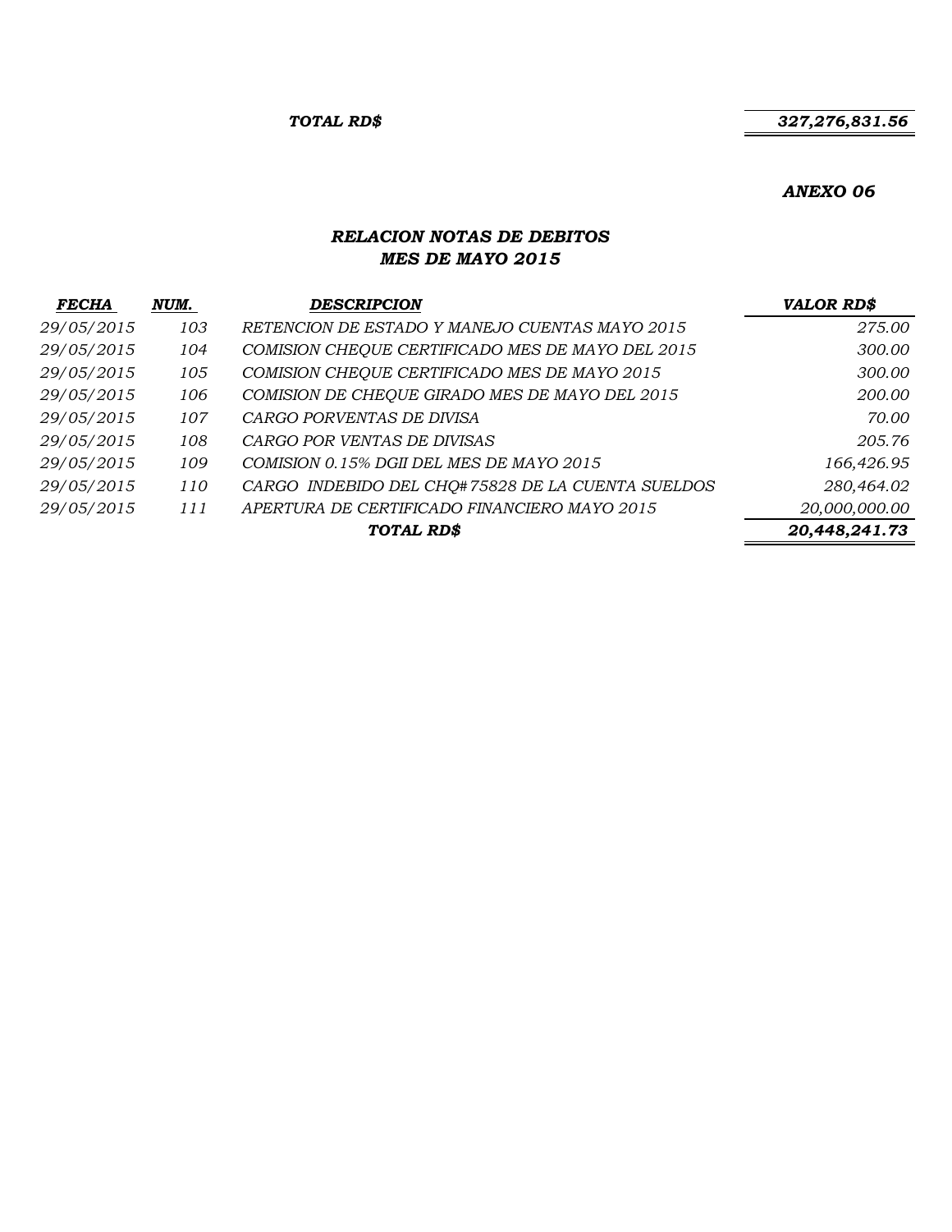***TOTAL RD$*** ***327,276,831.56***

***ANEXO 06***

## *RELACION NOTAS DE DEBITOS*
## *MES DE MAYO 2015*

| *FECHA* | *NUM.* | *DESCRIPCION* | *VALOR RD$* |
|---|---|---|---|
| *29/05/2015* | *103* | *RETENCION DE ESTADO Y MANEJO CUENTAS MAYO 2015* | *275.00* |
| *29/05/2015* | *104* | *COMISION CHEQUE CERTIFICADO MES DE MAYO DEL 2015* | *300.00* |
| *29/05/2015* | *105* | *COMISION CHEQUE CERTIFICADO MES DE MAYO 2015* | *300.00* |
| *29/05/2015* | *106* | *COMISION DE CHEQUE GIRADO MES DE MAYO DEL 2015* | *200.00* |
| *29/05/2015* | *107* | *CARGO PORVENTAS DE DIVISA* | *70.00* |
| *29/05/2015* | *108* | *CARGO POR VENTAS DE DIVISAS* | *205.76* |
| *29/05/2015* | *109* | *COMISION 0.15% DGII DEL MES DE MAYO 2015* | *166,426.95* |
| *29/05/2015* | *110* | *CARGO INDEBIDO DEL CHQ# 75828 DE LA CUENTA SUELDOS* | *280,464.02* |
| *29/05/2015* | *111* | *APERTURA DE CERTIFICADO FINANCIERO MAYO 2015* | *20,000,000.00* |
| | | ***TOTAL RD$*** | ***20,448,241.73*** |